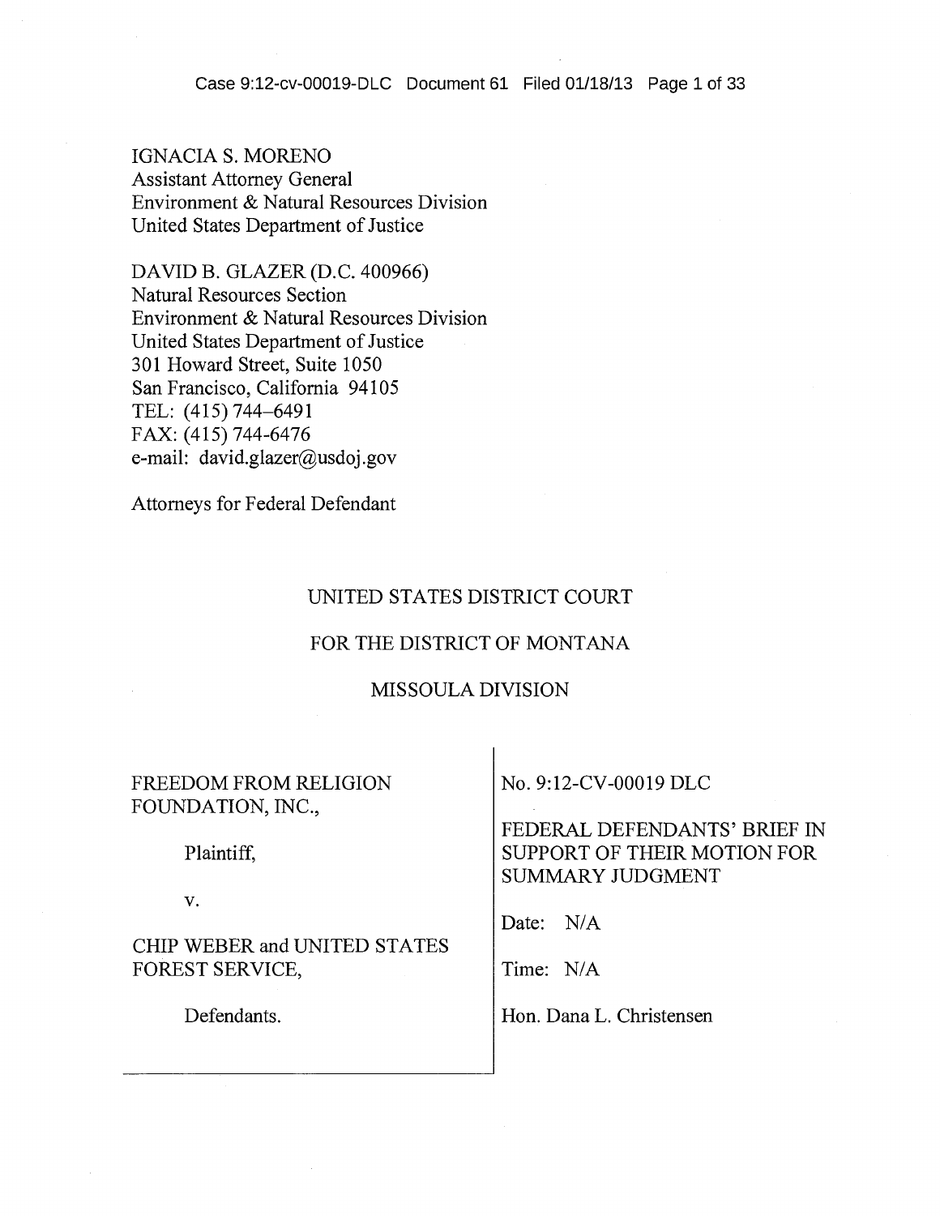IGNACIA S. MORENO
Assistant Attorney General
Environment & Natural Resources Division
United States Department of Justice

DAVID B. GLAZER (D.C. 400966)
Natural Resources Section
Environment & Natural Resources Division
United States Department of Justice
301 Howard Street, Suite 1050
San Francisco, California 94105
TEL: (415) 744-6491
FAX: (415) 744-6476
e-mail: david.glazer@usdoj.gov

Attorneys for Federal Defendant

UNITED STATES DISTRICT COURT

FOR THE DISTRICT OF MONTANA

MISSOULA DIVISION

| | |
|---|---|
| FREEDOM FROM RELIGION FOUNDATION, INC.,<br><br>Plaintiff,<br><br>v.<br><br>CHIP WEBER and UNITED STATES FOREST SERVICE,<br><br>Defendants. | No. 9:12-CV-00019 DLC<br><br>FEDERAL DEFENDANTS' BRIEF IN SUPPORT OF THEIR MOTION FOR SUMMARY JUDGMENT<br><br>Date: N/A<br><br>Time: N/A<br><br>Hon. Dana L. Christensen |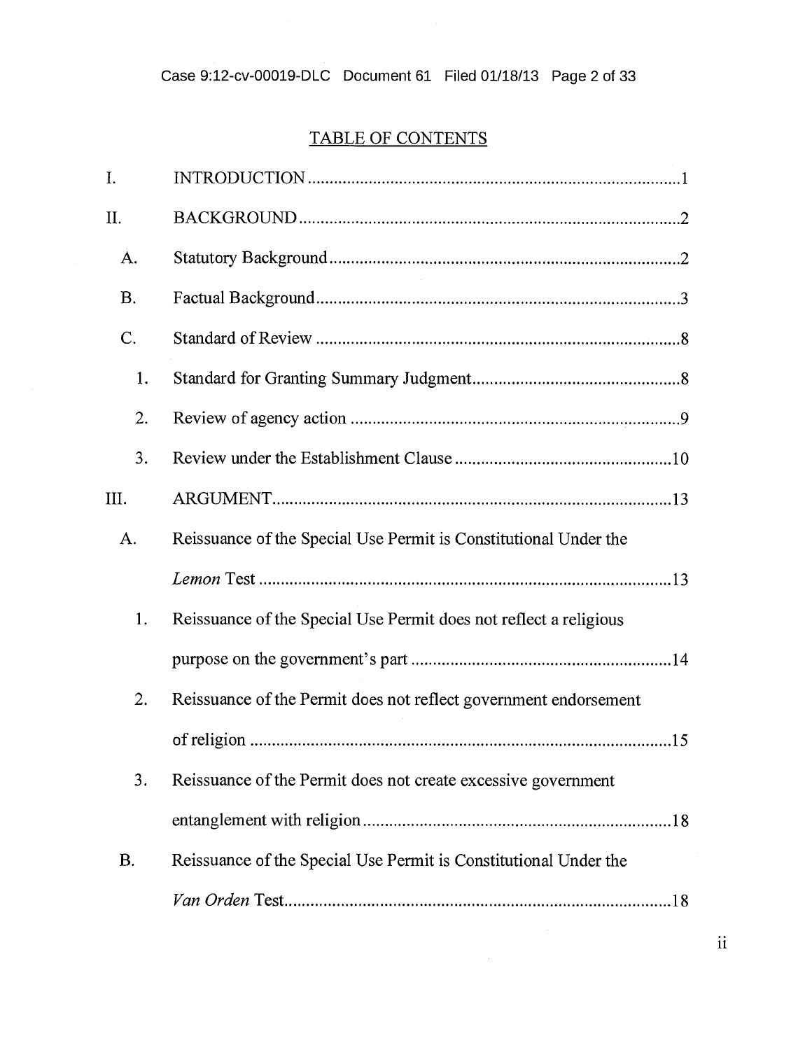## TABLE OF CONTENTS

I. INTRODUCTION .......... 1

II. BACKGROUND .......... 2

- A. Statutory Background .......... 2
- B. Factual Background .......... 3
- C. Standard of Review .......... 8
  - 1. Standard for Granting Summary Judgment .......... 8
  - 2. Review of agency action .......... 9
  - 3. Review under the Establishment Clause .......... 10

III. ARGUMENT .......... 13

- A. Reissuance of the Special Use Permit is Constitutional Under the *Lemon* Test .......... 13
  - 1. Reissuance of the Special Use Permit does not reflect a religious purpose on the government's part .......... 14
  - 2. Reissuance of the Permit does not reflect government endorsement of religion .......... 15
  - 3. Reissuance of the Permit does not create excessive government entanglement with religion .......... 18
- B. Reissuance of the Special Use Permit is Constitutional Under the *Van Orden* Test .......... 18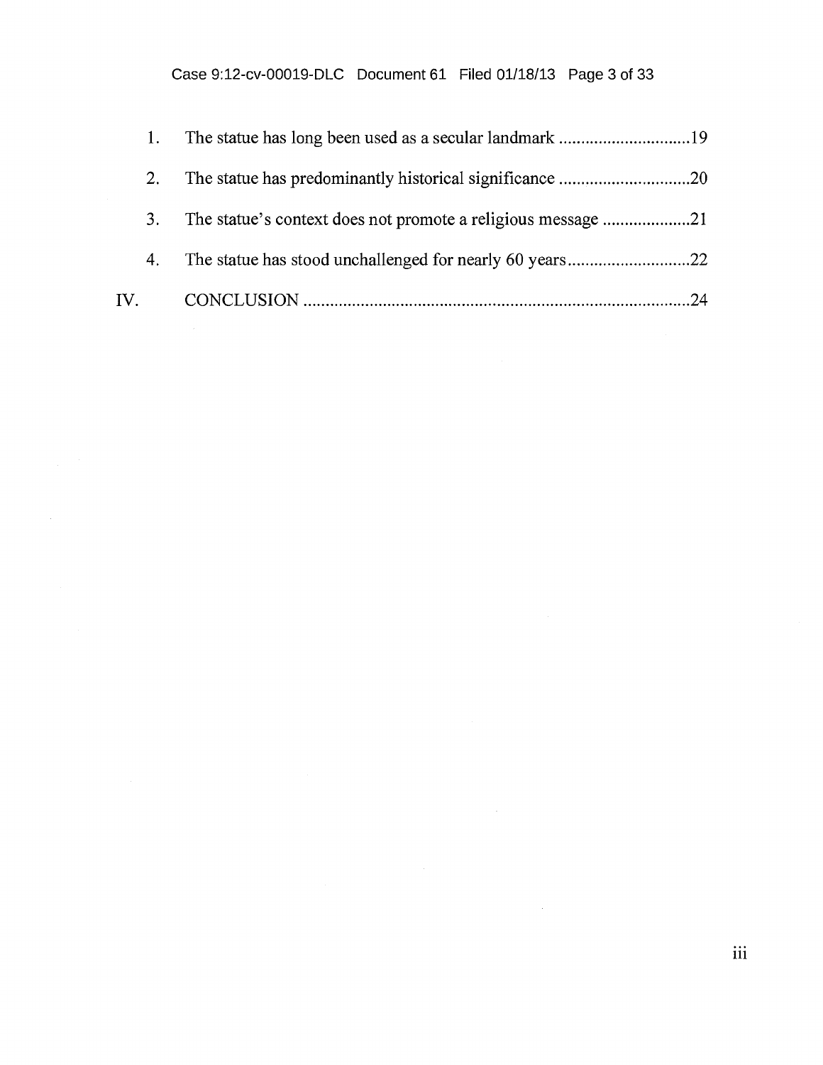1. The statue has long been used as a secular landmark ..............................19
2. The statue has predominantly historical significance ..............................20
3. The statue's context does not promote a religious message ....................21
4. The statue has stood unchallenged for nearly 60 years............................22

IV. CONCLUSION ........................................................................................24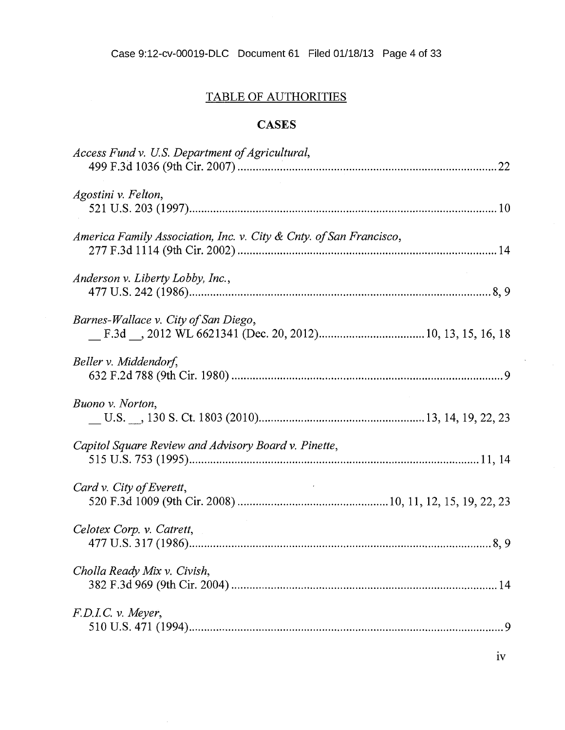## TABLE OF AUTHORITIES

### CASES

*Access Fund v. U.S. Department of Agricultural*,
499 F.3d 1036 (9th Cir. 2007) .......................................................................................... 22

*Agostini v. Felton*,
521 U.S. 203 (1997)........................................................................................................... 10

*America Family Association, Inc. v. City & Cnty. of San Francisco*,
277 F.3d 1114 (9th Cir. 2002) .......................................................................................... 14

*Anderson v. Liberty Lobby, Inc.*,
477 U.S. 242 (1986)........................................................................................................ 8, 9

*Barnes-Wallace v. City of San Diego*,
__ F.3d __, 2012 WL 6621341 (Dec. 20, 2012).................................... 10, 13, 15, 16, 18

*Beller v. Middendorf*,
632 F.2d 788 (9th Cir. 1980) .............................................................................................. 9

*Buono v. Norton*,
__ U.S. __, 130 S. Ct. 1803 (2010)...................................................... 13, 14, 19, 22, 23

*Capitol Square Review and Advisory Board v. Pinette*,
515 U.S. 753 (1995)...................................................................................................... 11, 14

*Card v. City of Everett*,
520 F.3d 1009 (9th Cir. 2008) ................................................... 10, 11, 12, 15, 19, 22, 23

*Celotex Corp. v. Catrett*,
477 U.S. 317 (1986)........................................................................................................ 8, 9

*Cholla Ready Mix v. Civish*,
382 F.3d 969 (9th Cir. 2004) ............................................................................................ 14

*F.D.I.C. v. Meyer*,
510 U.S. 471 (1994)............................................................................................................. 9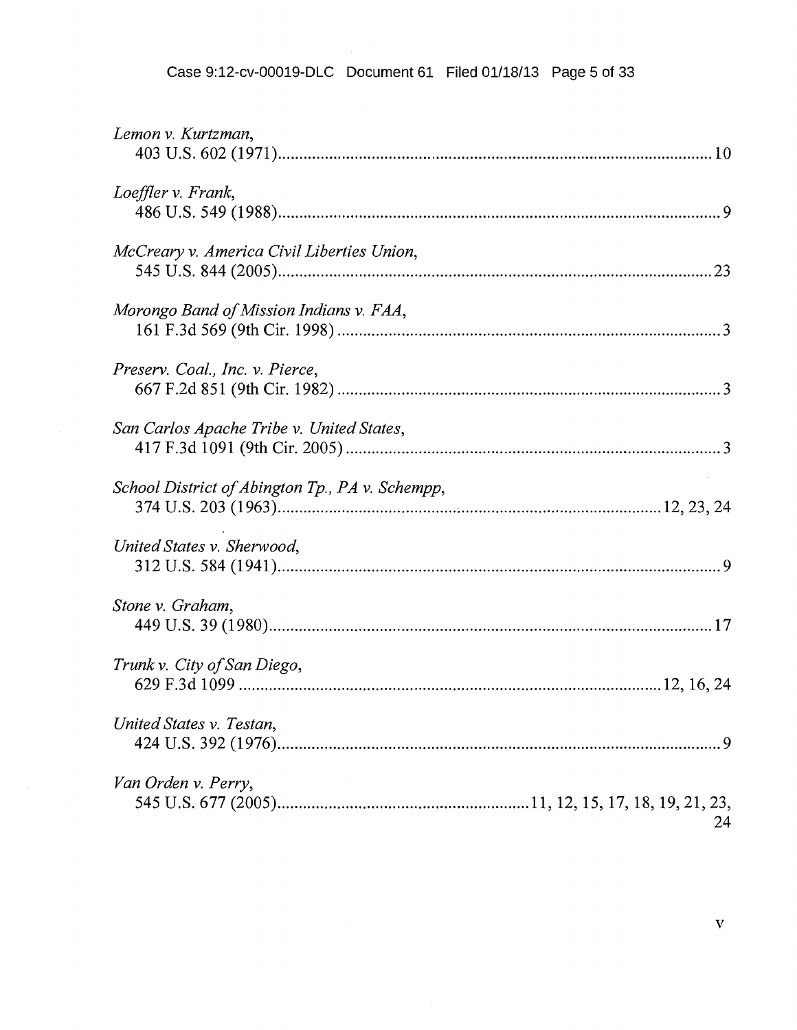*Lemon v. Kurtzman*,
403 U.S. 602 (1971)........................................................................................................10

*Loeffler v. Frank*,
486 U.S. 549 (1988)..........................................................................................................9

*McCreary v. America Civil Liberties Union*,
545 U.S. 844 (2005)........................................................................................................23

*Morongo Band of Mission Indians v. FAA*,
161 F.3d 569 (9th Cir. 1998)............................................................................................3

*Preserv. Coal., Inc. v. Pierce*,
667 F.2d 851 (9th Cir. 1982)............................................................................................3

*San Carlos Apache Tribe v. United States*,
417 F.3d 1091 (9th Cir. 2005)..........................................................................................3

*School District of Abington Tp., PA v. Schempp*,
374 U.S. 203 (1963)..........................................................................................12, 23, 24

*United States v. Sherwood*,
312 U.S. 584 (1941)..........................................................................................................9

*Stone v. Graham*,
449 U.S. 39 (1980)..........................................................................................................17

*Trunk v. City of San Diego*,
629 F.3d 1099 ...................................................................................................12, 16, 24

*United States v. Testan*,
424 U.S. 392 (1976)..........................................................................................................9

*Van Orden v. Perry*,
545 U.S. 677 (2005)...........................................................11, 12, 15, 17, 18, 19, 21, 23, 24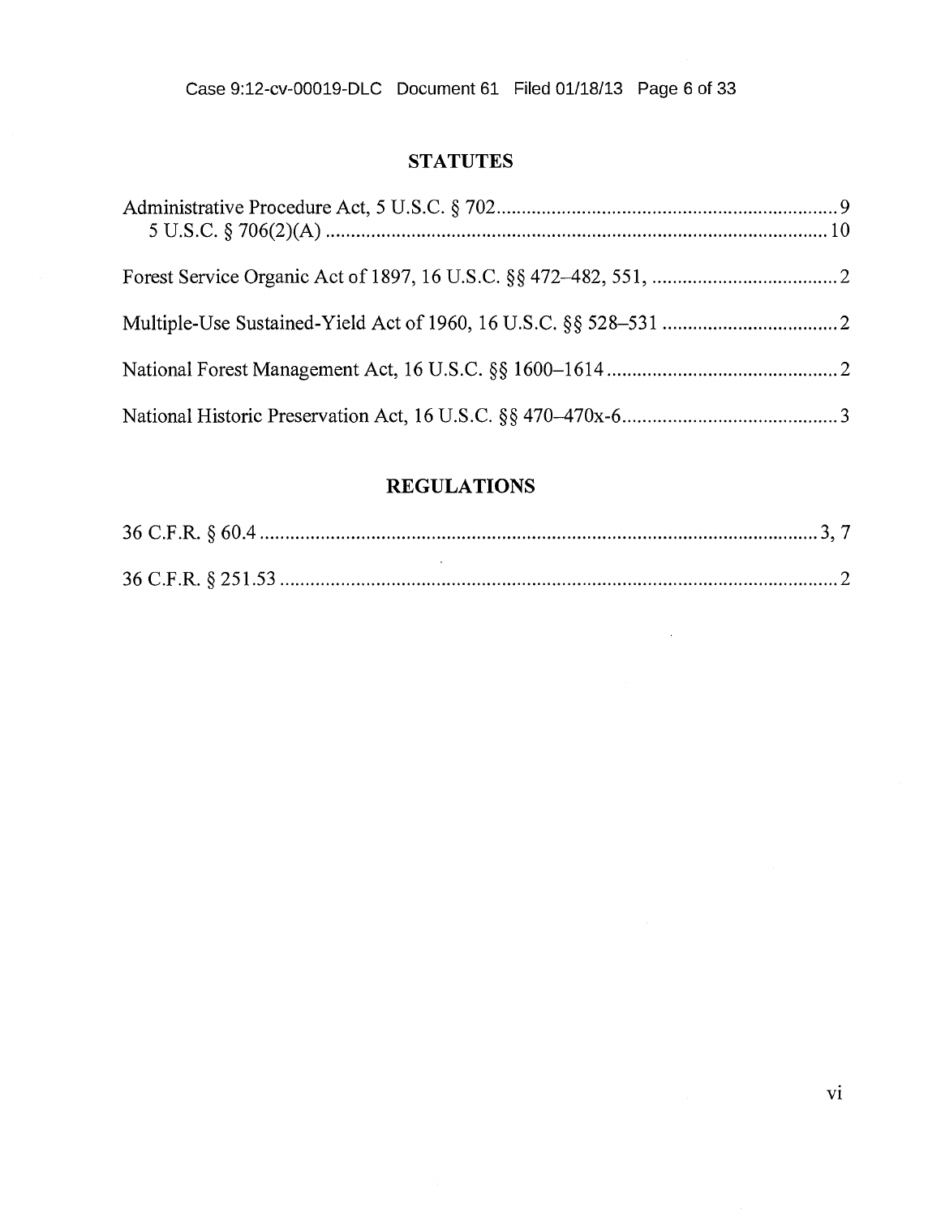## STATUTES

Administrative Procedure Act, 5 U.S.C. § 702 .................................................................. 9
  5 U.S.C. § 706(2)(A) ................................................................................................ 10

Forest Service Organic Act of 1897, 16 U.S.C. §§ 472–482, 551, .................................... 2

Multiple-Use Sustained-Yield Act of 1960, 16 U.S.C. §§ 528–531 .................................. 2

National Forest Management Act, 16 U.S.C. §§ 1600–1614 ............................................. 2

National Historic Preservation Act, 16 U.S.C. §§ 470–470x-6 .......................................... 3

## REGULATIONS

36 C.F.R. § 60.4 ............................................................................................................ 3, 7

36 C.F.R. § 251.53 ............................................................................................................ 2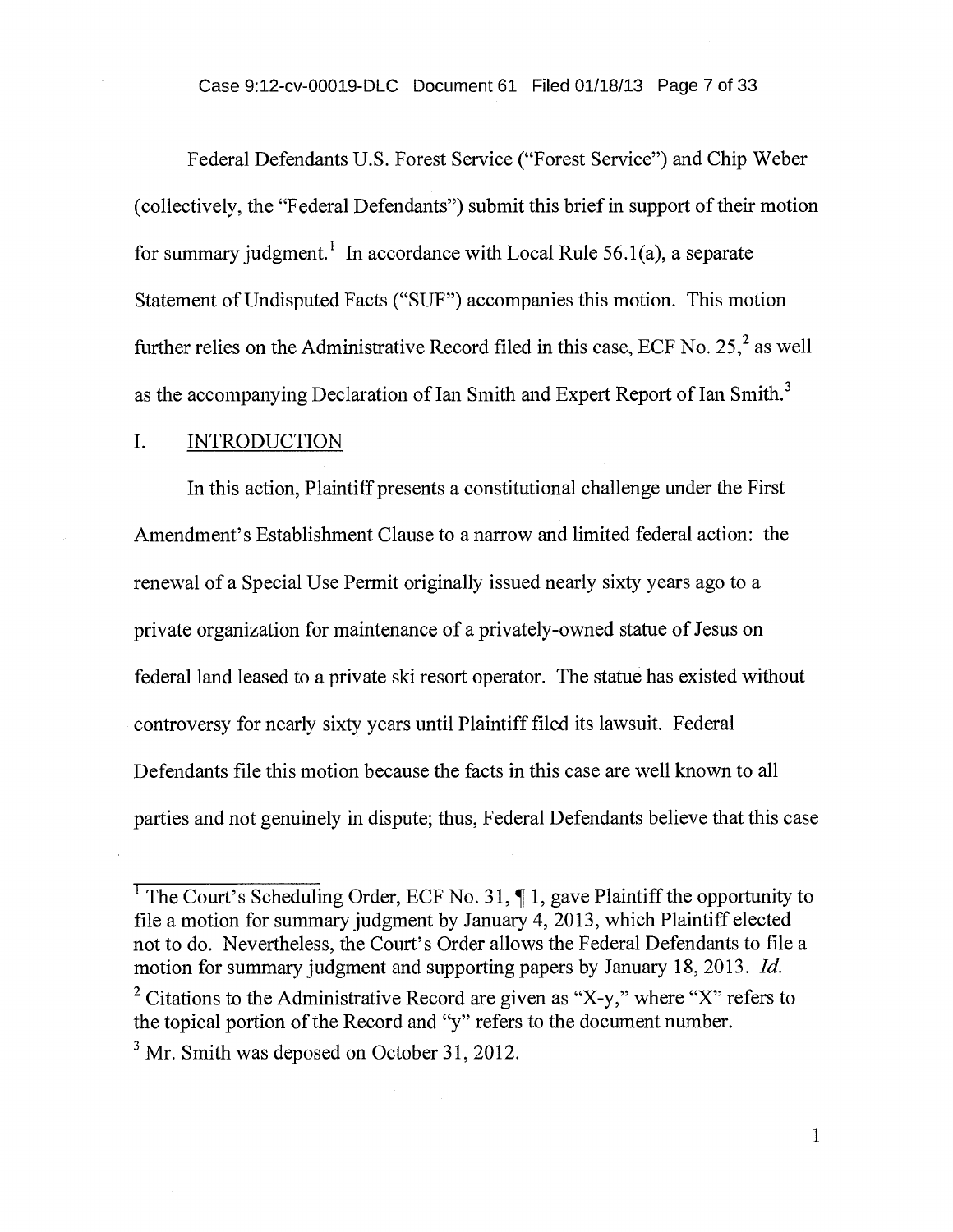Federal Defendants U.S. Forest Service ("Forest Service") and Chip Weber (collectively, the "Federal Defendants") submit this brief in support of their motion for summary judgment.[1] In accordance with Local Rule 56.1(a), a separate Statement of Undisputed Facts ("SUF") accompanies this motion. This motion further relies on the Administrative Record filed in this case, ECF No. 25,[2] as well as the accompanying Declaration of Ian Smith and Expert Report of Ian Smith.[3]

## I. INTRODUCTION

In this action, Plaintiff presents a constitutional challenge under the First Amendment's Establishment Clause to a narrow and limited federal action: the renewal of a Special Use Permit originally issued nearly sixty years ago to a private organization for maintenance of a privately-owned statue of Jesus on federal land leased to a private ski resort operator. The statue has existed without controversy for nearly sixty years until Plaintiff filed its lawsuit. Federal Defendants file this motion because the facts in this case are well known to all parties and not genuinely in dispute; thus, Federal Defendants believe that this case

---

[1] The Court's Scheduling Order, ECF No. 31, ¶ 1, gave Plaintiff the opportunity to file a motion for summary judgment by January 4, 2013, which Plaintiff elected not to do. Nevertheless, the Court's Order allows the Federal Defendants to file a motion for summary judgment and supporting papers by January 18, 2013. *Id.*

[2] Citations to the Administrative Record are given as "X-y," where "X" refers to the topical portion of the Record and "y" refers to the document number.

[3] Mr. Smith was deposed on October 31, 2012.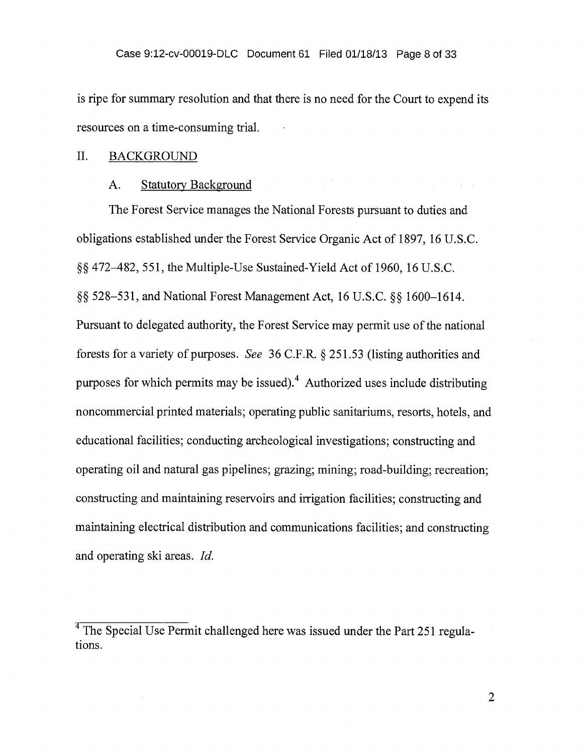is ripe for summary resolution and that there is no need for the Court to expend its resources on a time-consuming trial.

## II. BACKGROUND

### A. Statutory Background

The Forest Service manages the National Forests pursuant to duties and obligations established under the Forest Service Organic Act of 1897, 16 U.S.C. §§ 472–482, 551, the Multiple-Use Sustained-Yield Act of 1960, 16 U.S.C. §§ 528–531, and National Forest Management Act, 16 U.S.C. §§ 1600–1614. Pursuant to delegated authority, the Forest Service may permit use of the national forests for a variety of purposes. *See* 36 C.F.R. § 251.53 (listing authorities and purposes for which permits may be issued).[4] Authorized uses include distributing noncommercial printed materials; operating public sanitariums, resorts, hotels, and educational facilities; conducting archeological investigations; constructing and operating oil and natural gas pipelines; grazing; mining; road-building; recreation; constructing and maintaining reservoirs and irrigation facilities; constructing and maintaining electrical distribution and communications facilities; and constructing and operating ski areas. *Id.*

[4] The Special Use Permit challenged here was issued under the Part 251 regulations.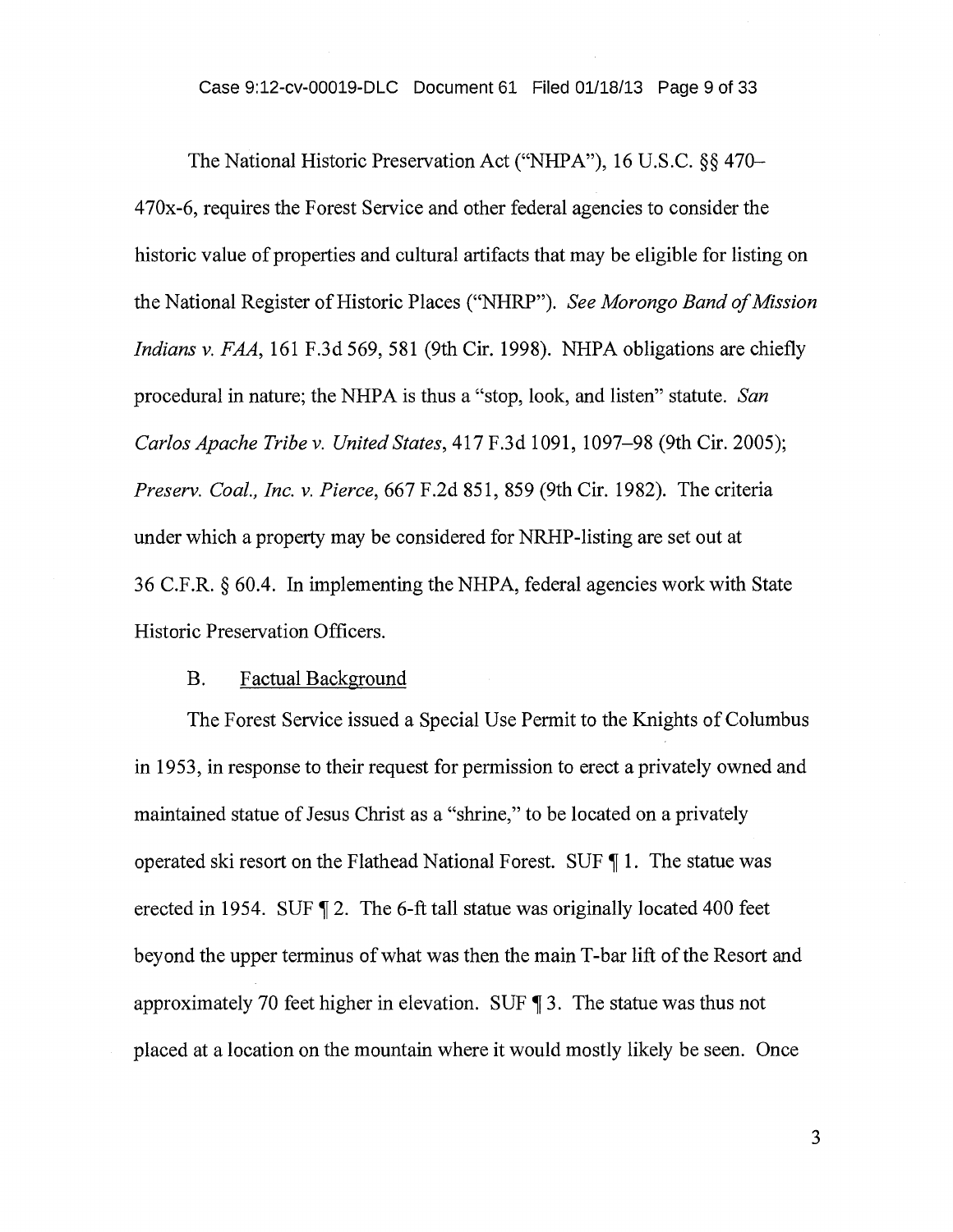The National Historic Preservation Act ("NHPA"), 16 U.S.C. §§ 470–470x-6, requires the Forest Service and other federal agencies to consider the historic value of properties and cultural artifacts that may be eligible for listing on the National Register of Historic Places ("NHRP"). *See Morongo Band of Mission Indians v. FAA*, 161 F.3d 569, 581 (9th Cir. 1998). NHPA obligations are chiefly procedural in nature; the NHPA is thus a "stop, look, and listen" statute. *San Carlos Apache Tribe v. United States*, 417 F.3d 1091, 1097–98 (9th Cir. 2005); *Preserv. Coal., Inc. v. Pierce*, 667 F.2d 851, 859 (9th Cir. 1982). The criteria under which a property may be considered for NRHP-listing are set out at 36 C.F.R. § 60.4. In implementing the NHPA, federal agencies work with State Historic Preservation Officers.

B. <u>Factual Background</u>

The Forest Service issued a Special Use Permit to the Knights of Columbus in 1953, in response to their request for permission to erect a privately owned and maintained statue of Jesus Christ as a "shrine," to be located on a privately operated ski resort on the Flathead National Forest. SUF ¶ 1. The statue was erected in 1954. SUF ¶ 2. The 6-ft tall statue was originally located 400 feet beyond the upper terminus of what was then the main T-bar lift of the Resort and approximately 70 feet higher in elevation. SUF ¶ 3. The statue was thus not placed at a location on the mountain where it would mostly likely be seen. Once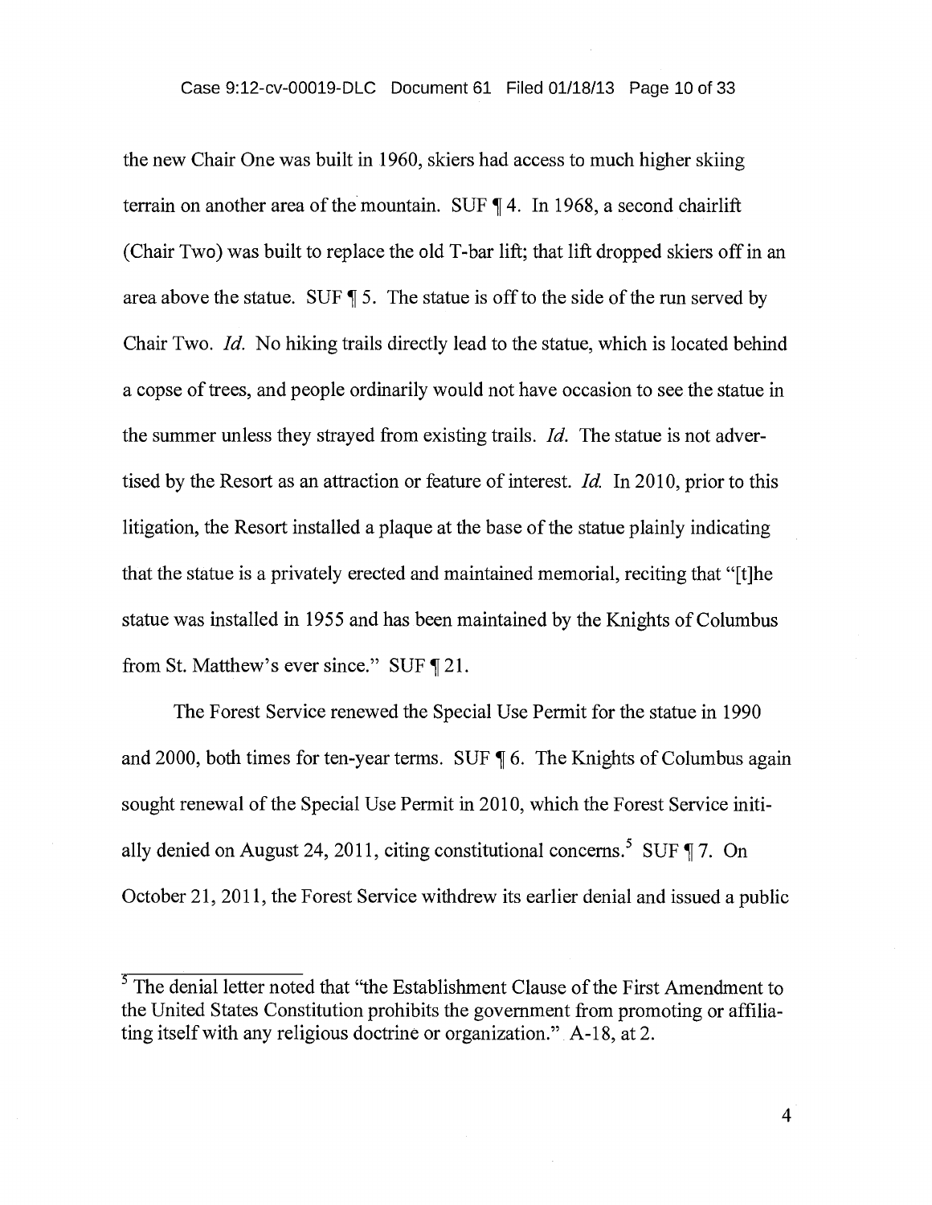the new Chair One was built in 1960, skiers had access to much higher skiing terrain on another area of the mountain. SUF ¶ 4. In 1968, a second chairlift (Chair Two) was built to replace the old T-bar lift; that lift dropped skiers off in an area above the statue. SUF ¶ 5. The statue is off to the side of the run served by Chair Two. *Id.* No hiking trails directly lead to the statue, which is located behind a copse of trees, and people ordinarily would not have occasion to see the statue in the summer unless they strayed from existing trails. *Id.* The statue is not advertised by the Resort as an attraction or feature of interest. *Id.* In 2010, prior to this litigation, the Resort installed a plaque at the base of the statue plainly indicating that the statue is a privately erected and maintained memorial, reciting that "[t]he statue was installed in 1955 and has been maintained by the Knights of Columbus from St. Matthew's ever since." SUF ¶ 21.

The Forest Service renewed the Special Use Permit for the statue in 1990 and 2000, both times for ten-year terms. SUF ¶ 6. The Knights of Columbus again sought renewal of the Special Use Permit in 2010, which the Forest Service initially denied on August 24, 2011, citing constitutional concerns.[5] SUF ¶ 7. On October 21, 2011, the Forest Service withdrew its earlier denial and issued a public

---

[5] The denial letter noted that "the Establishment Clause of the First Amendment to the United States Constitution prohibits the government from promoting or affiliating itself with any religious doctrine or organization." A-18, at 2.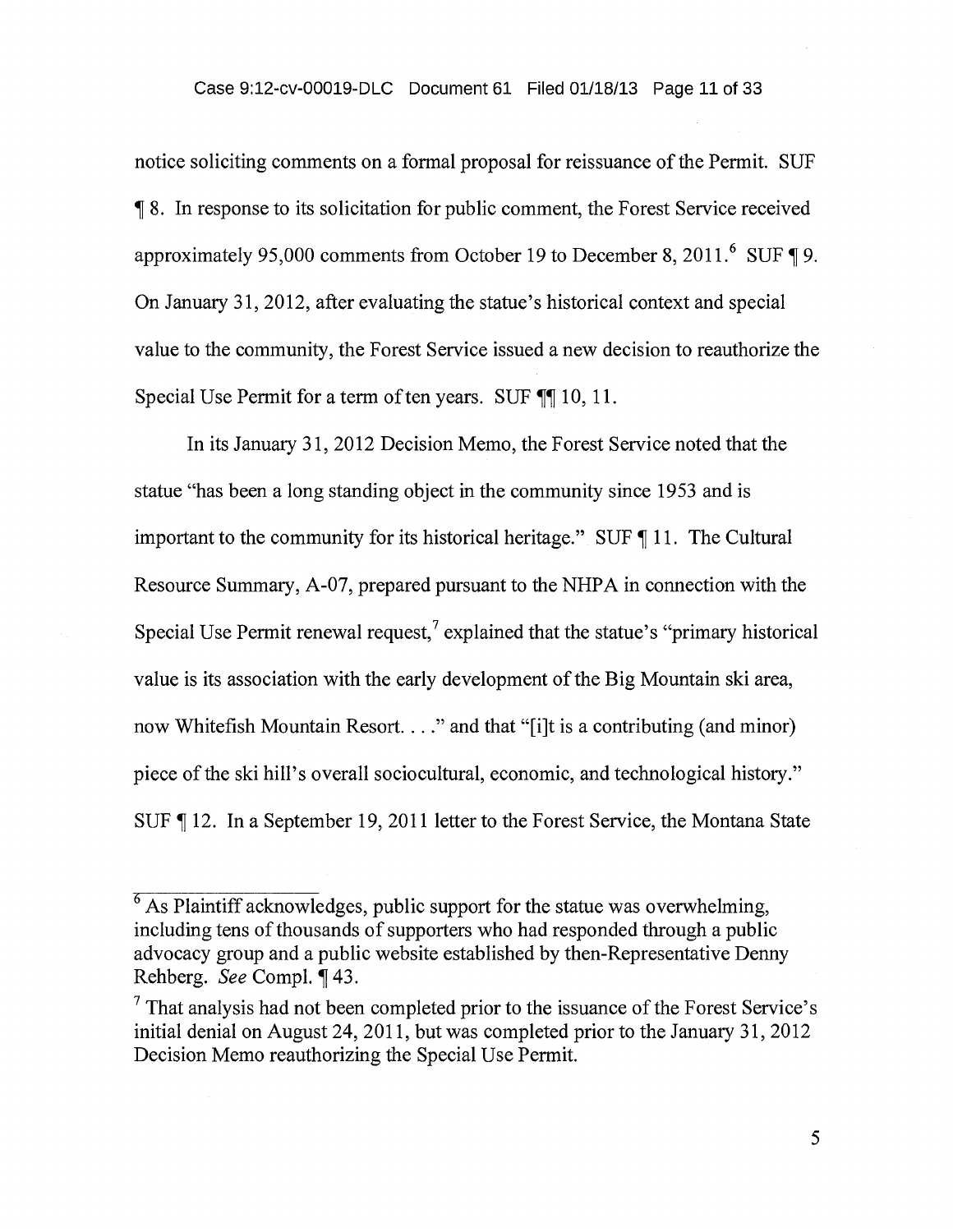notice soliciting comments on a formal proposal for reissuance of the Permit. SUF ¶ 8. In response to its solicitation for public comment, the Forest Service received approximately 95,000 comments from October 19 to December 8, 2011.[6] SUF ¶ 9. On January 31, 2012, after evaluating the statue's historical context and special value to the community, the Forest Service issued a new decision to reauthorize the Special Use Permit for a term of ten years. SUF ¶¶ 10, 11.

In its January 31, 2012 Decision Memo, the Forest Service noted that the statue "has been a long standing object in the community since 1953 and is important to the community for its historical heritage." SUF ¶ 11. The Cultural Resource Summary, A-07, prepared pursuant to the NHPA in connection with the Special Use Permit renewal request,[7] explained that the statue's "primary historical value is its association with the early development of the Big Mountain ski area, now Whitefish Mountain Resort. . . ." and that "[i]t is a contributing (and minor) piece of the ski hill's overall sociocultural, economic, and technological history." SUF ¶ 12. In a September 19, 2011 letter to the Forest Service, the Montana State

---

[6] As Plaintiff acknowledges, public support for the statue was overwhelming, including tens of thousands of supporters who had responded through a public advocacy group and a public website established by then-Representative Denny Rehberg. *See* Compl. ¶ 43.

[7] That analysis had not been completed prior to the issuance of the Forest Service's initial denial on August 24, 2011, but was completed prior to the January 31, 2012 Decision Memo reauthorizing the Special Use Permit.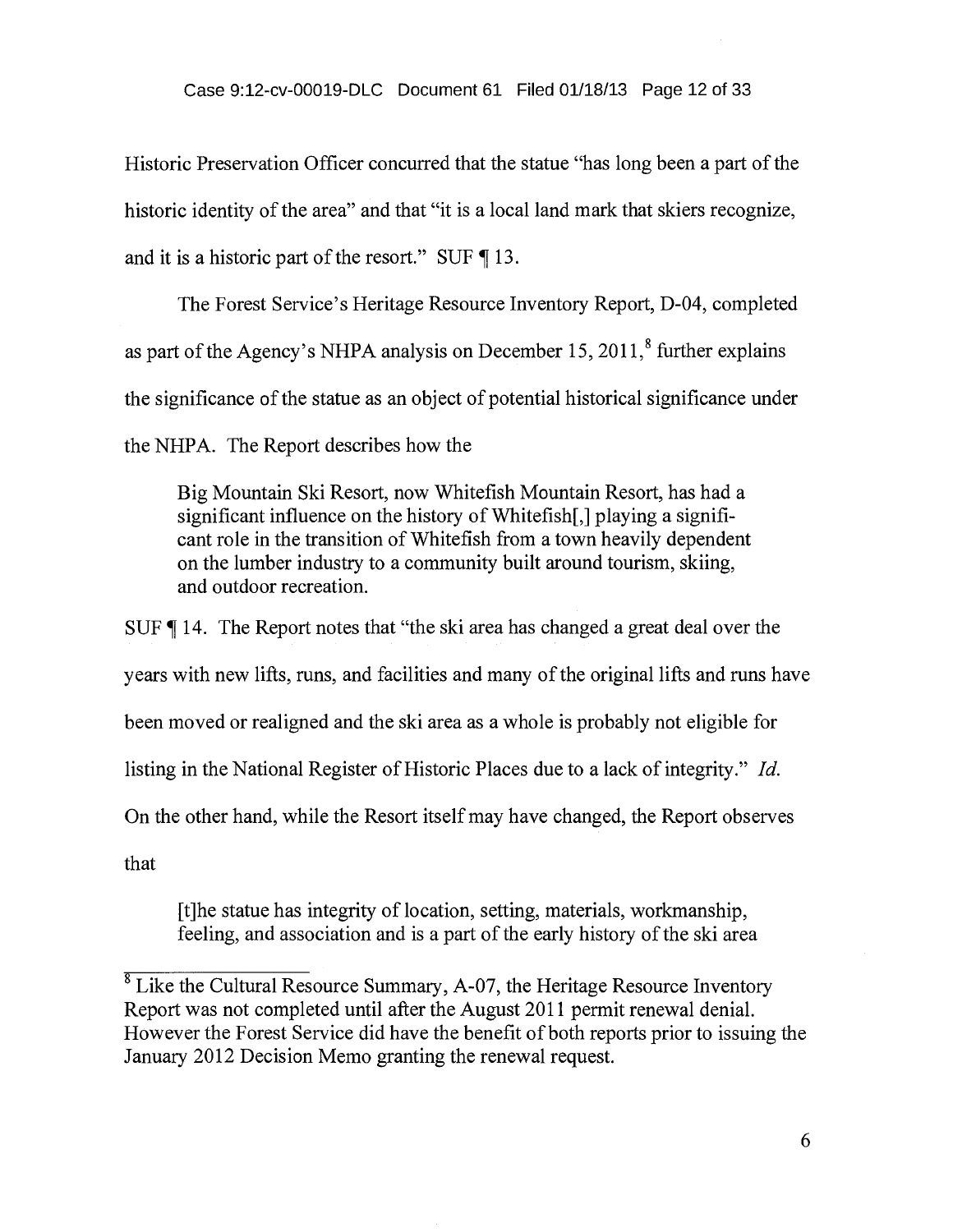Historic Preservation Officer concurred that the statue "has long been a part of the historic identity of the area" and that "it is a local land mark that skiers recognize, and it is a historic part of the resort." SUF ¶ 13.

The Forest Service's Heritage Resource Inventory Report, D-04, completed as part of the Agency's NHPA analysis on December 15, 2011,[8] further explains the significance of the statue as an object of potential historical significance under the NHPA. The Report describes how the

> Big Mountain Ski Resort, now Whitefish Mountain Resort, has had a significant influence on the history of Whitefish[,] playing a significant role in the transition of Whitefish from a town heavily dependent on the lumber industry to a community built around tourism, skiing, and outdoor recreation.

SUF ¶ 14. The Report notes that "the ski area has changed a great deal over the years with new lifts, runs, and facilities and many of the original lifts and runs have been moved or realigned and the ski area as a whole is probably not eligible for listing in the National Register of Historic Places due to a lack of integrity." *Id.* On the other hand, while the Resort itself may have changed, the Report observes that

> [t]he statue has integrity of location, setting, materials, workmanship, feeling, and association and is a part of the early history of the ski area

[8] Like the Cultural Resource Summary, A-07, the Heritage Resource Inventory Report was not completed until after the August 2011 permit renewal denial. However the Forest Service did have the benefit of both reports prior to issuing the January 2012 Decision Memo granting the renewal request.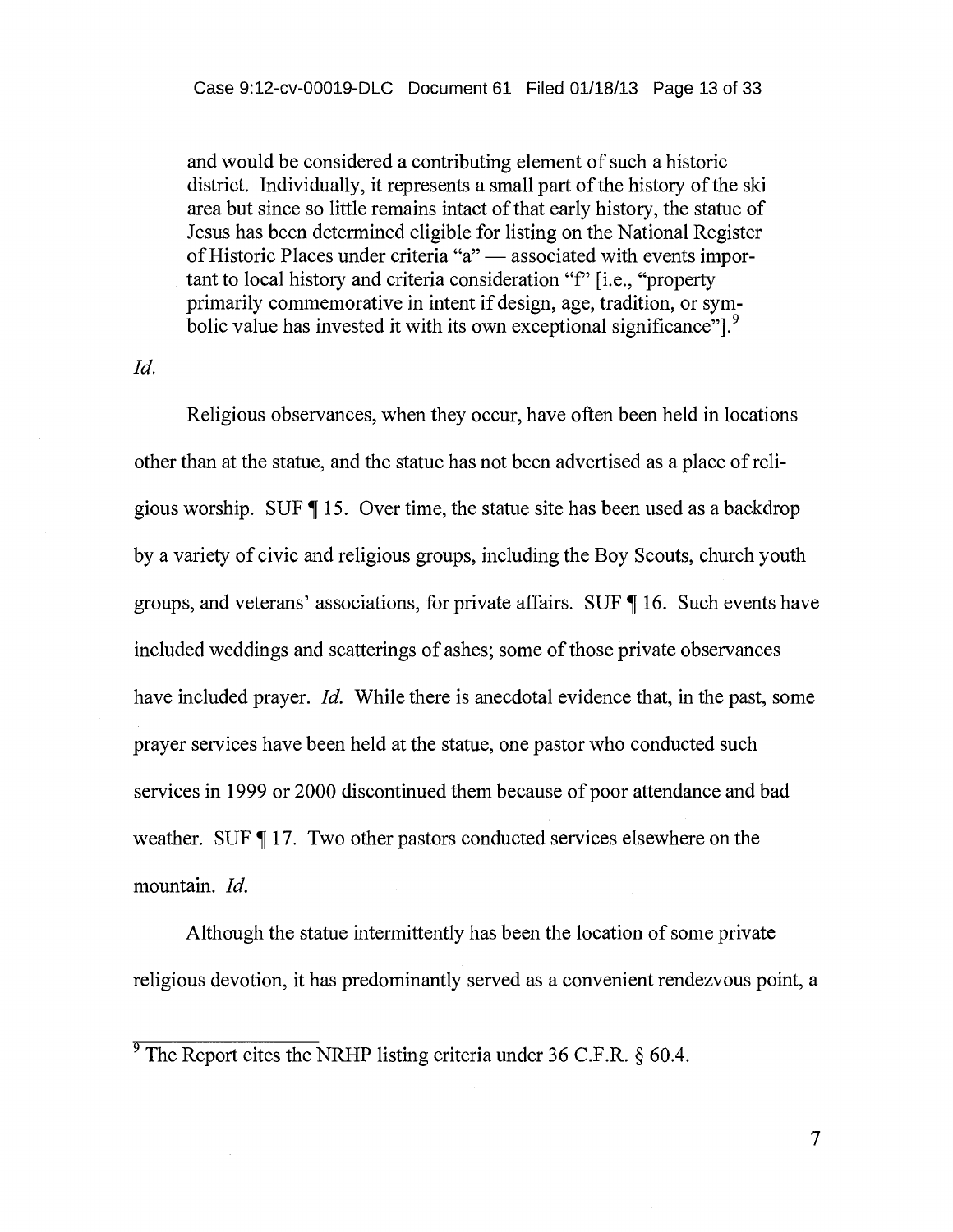> and would be considered a contributing element of such a historic district. Individually, it represents a small part of the history of the ski area but since so little remains intact of that early history, the statue of Jesus has been determined eligible for listing on the National Register of Historic Places under criteria "a" — associated with events important to local history and criteria consideration "f" [i.e., "property primarily commemorative in intent if design, age, tradition, or symbolic value has invested it with its own exceptional significance"].[9]

*Id.*

Religious observances, when they occur, have often been held in locations other than at the statue, and the statue has not been advertised as a place of religious worship. SUF ¶ 15. Over time, the statue site has been used as a backdrop by a variety of civic and religious groups, including the Boy Scouts, church youth groups, and veterans' associations, for private affairs. SUF ¶ 16. Such events have included weddings and scatterings of ashes; some of those private observances have included prayer. *Id.* While there is anecdotal evidence that, in the past, some prayer services have been held at the statue, one pastor who conducted such services in 1999 or 2000 discontinued them because of poor attendance and bad weather. SUF ¶ 17. Two other pastors conducted services elsewhere on the mountain. *Id.*

Although the statue intermittently has been the location of some private religious devotion, it has predominantly served as a convenient rendezvous point, a

[9] The Report cites the NRHP listing criteria under 36 C.F.R. § 60.4.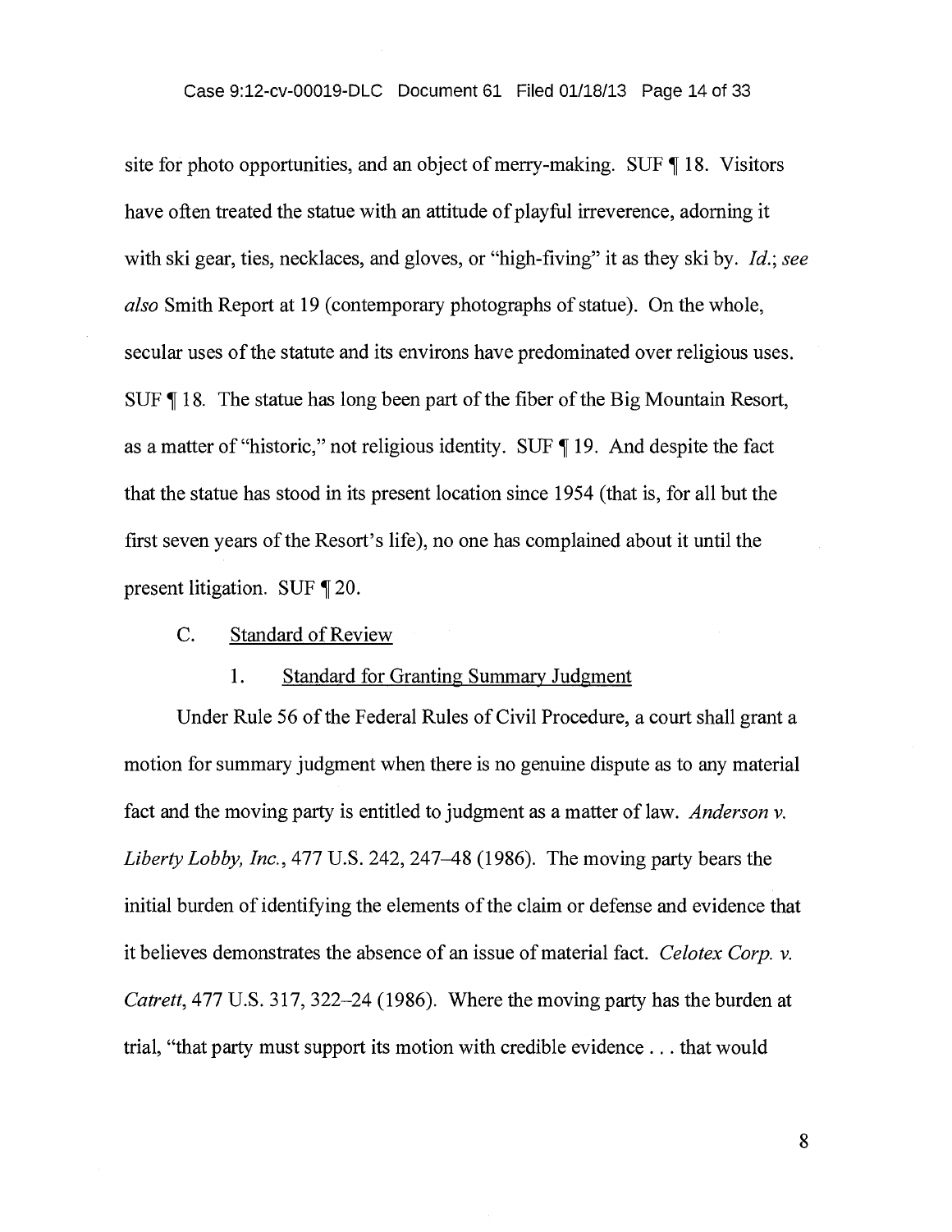site for photo opportunities, and an object of merry-making. SUF ¶ 18. Visitors have often treated the statue with an attitude of playful irreverence, adorning it with ski gear, ties, necklaces, and gloves, or "high-fiving" it as they ski by. *Id.*; *see also* Smith Report at 19 (contemporary photographs of statue). On the whole, secular uses of the statute and its environs have predominated over religious uses. SUF ¶ 18. The statue has long been part of the fiber of the Big Mountain Resort, as a matter of "historic," not religious identity. SUF ¶ 19. And despite the fact that the statue has stood in its present location since 1954 (that is, for all but the first seven years of the Resort's life), no one has complained about it until the present litigation. SUF ¶ 20.

### C. Standard of Review

#### 1. Standard for Granting Summary Judgment

Under Rule 56 of the Federal Rules of Civil Procedure, a court shall grant a motion for summary judgment when there is no genuine dispute as to any material fact and the moving party is entitled to judgment as a matter of law. *Anderson v. Liberty Lobby, Inc.*, 477 U.S. 242, 247–48 (1986). The moving party bears the initial burden of identifying the elements of the claim or defense and evidence that it believes demonstrates the absence of an issue of material fact. *Celotex Corp. v. Catrett*, 477 U.S. 317, 322–24 (1986). Where the moving party has the burden at trial, "that party must support its motion with credible evidence . . . that would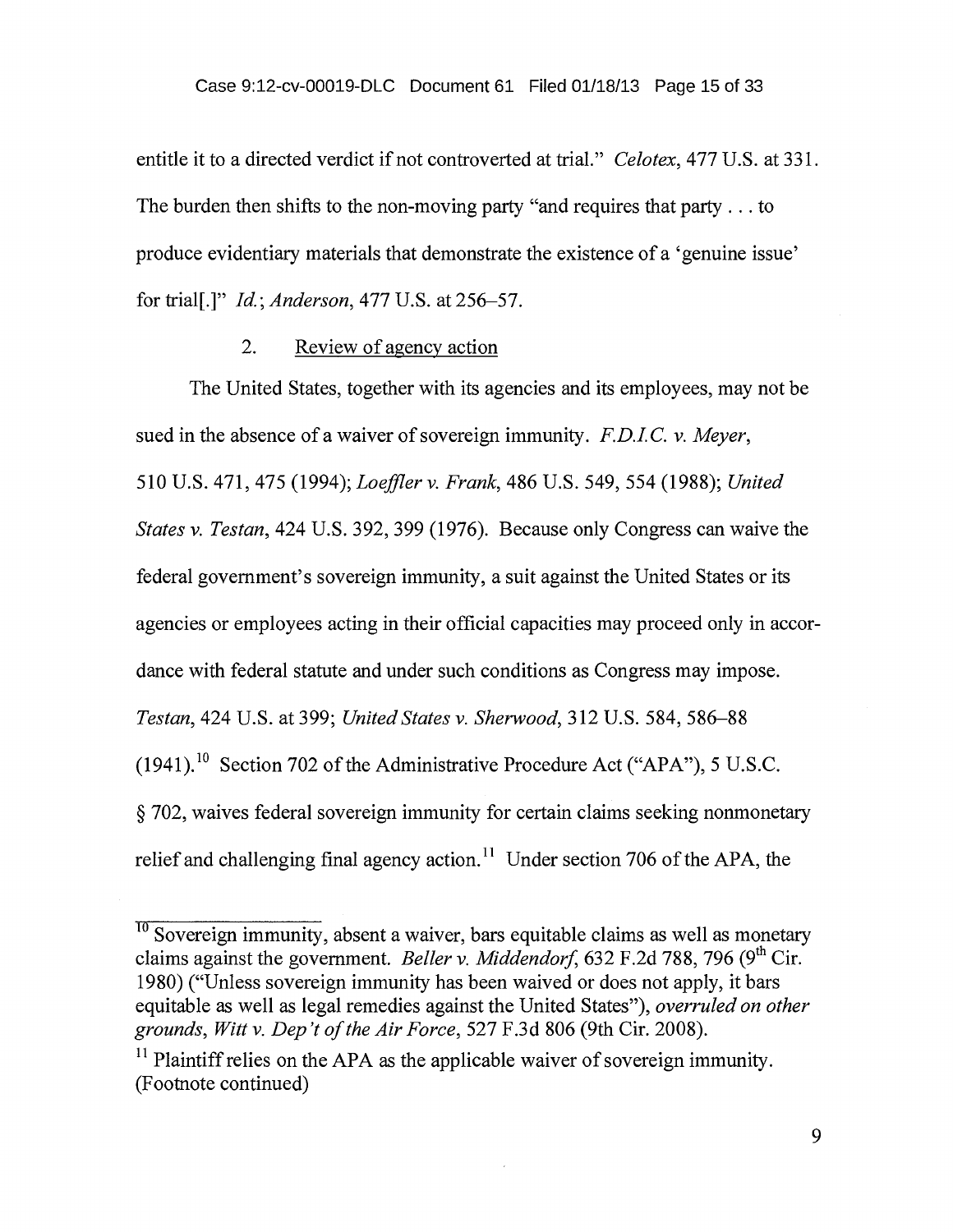entitle it to a directed verdict if not controverted at trial." *Celotex*, 477 U.S. at 331. The burden then shifts to the non-moving party "and requires that party . . . to produce evidentiary materials that demonstrate the existence of a 'genuine issue' for trial[.]" *Id.*; *Anderson*, 477 U.S. at 256–57.

2. Review of agency action

The United States, together with its agencies and its employees, may not be sued in the absence of a waiver of sovereign immunity. *F.D.I.C. v. Meyer*, 510 U.S. 471, 475 (1994); *Loeffler v. Frank*, 486 U.S. 549, 554 (1988); *United States v. Testan*, 424 U.S. 392, 399 (1976). Because only Congress can waive the federal government's sovereign immunity, a suit against the United States or its agencies or employees acting in their official capacities may proceed only in accordance with federal statute and under such conditions as Congress may impose. *Testan*, 424 U.S. at 399; *United States v. Sherwood*, 312 U.S. 584, 586–88 (1941).[10] Section 702 of the Administrative Procedure Act ("APA"), 5 U.S.C. § 702, waives federal sovereign immunity for certain claims seeking nonmonetary relief and challenging final agency action.[11] Under section 706 of the APA, the

[10] Sovereign immunity, absent a waiver, bars equitable claims as well as monetary claims against the government. *Beller v. Middendorf*, 632 F.2d 788, 796 (9th Cir. 1980) ("Unless sovereign immunity has been waived or does not apply, it bars equitable as well as legal remedies against the United States"), *overruled on other grounds*, *Witt v. Dep't of the Air Force*, 527 F.3d 806 (9th Cir. 2008).

[11] Plaintiff relies on the APA as the applicable waiver of sovereign immunity. (Footnote continued)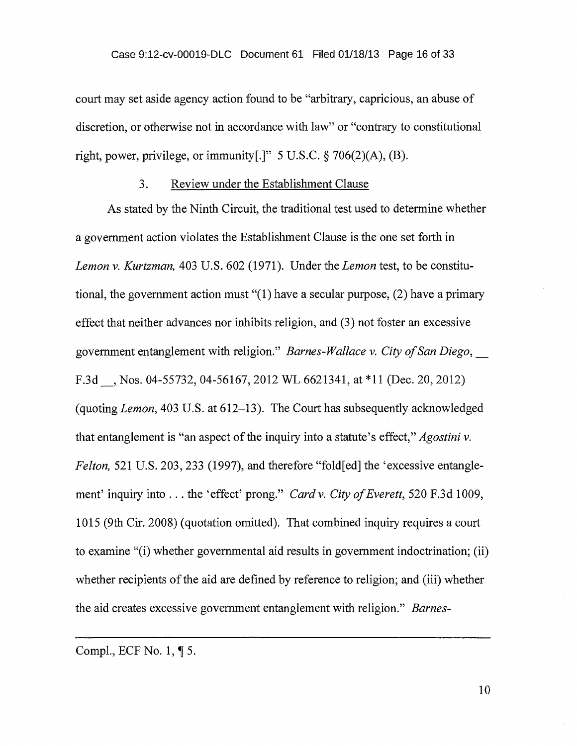court may set aside agency action found to be "arbitrary, capricious, an abuse of discretion, or otherwise not in accordance with law" or "contrary to constitutional right, power, privilege, or immunity[.]" 5 U.S.C. § 706(2)(A), (B).

### 3. Review under the Establishment Clause

As stated by the Ninth Circuit, the traditional test used to determine whether a government action violates the Establishment Clause is the one set forth in *Lemon v. Kurtzman,* 403 U.S. 602 (1971). Under the *Lemon* test, to be constitutional, the government action must "(1) have a secular purpose, (2) have a primary effect that neither advances nor inhibits religion, and (3) not foster an excessive government entanglement with religion." *Barnes-Wallace v. City of San Diego,* __ F.3d __, Nos. 04-55732, 04-56167, 2012 WL 6621341, at *11 (Dec. 20, 2012) (quoting *Lemon*, 403 U.S. at 612–13). The Court has subsequently acknowledged that entanglement is "an aspect of the inquiry into a statute's effect," *Agostini v. Felton,* 521 U.S. 203, 233 (1997), and therefore "fold[ed] the 'excessive entanglement' inquiry into . . . the 'effect' prong." *Card v. City of Everett*, 520 F.3d 1009, 1015 (9th Cir. 2008) (quotation omitted). That combined inquiry requires a court to examine "(i) whether governmental aid results in government indoctrination; (ii) whether recipients of the aid are defined by reference to religion; and (iii) whether the aid creates excessive government entanglement with religion." *Barnes-*

---

Compl., ECF No. 1, ¶ 5.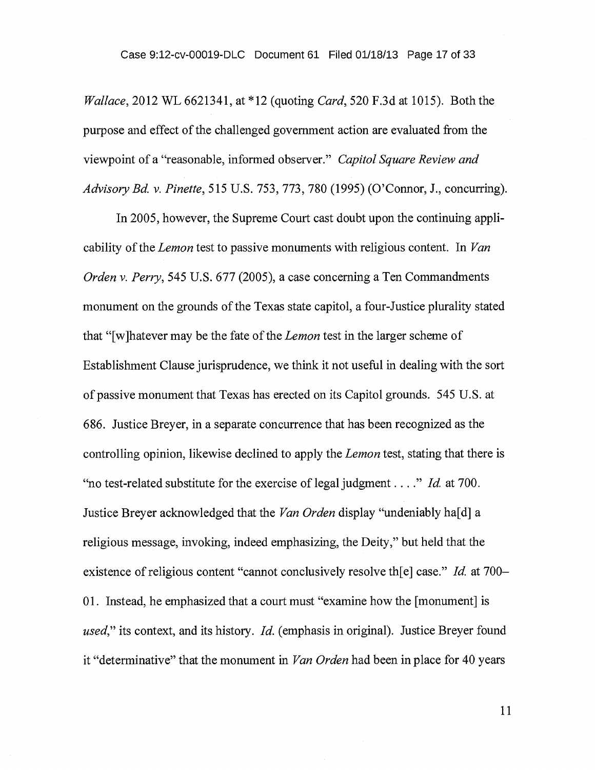*Wallace*, 2012 WL 6621341, at *12 (quoting *Card*, 520 F.3d at 1015). Both the purpose and effect of the challenged government action are evaluated from the viewpoint of a "reasonable, informed observer." *Capitol Square Review and Advisory Bd. v. Pinette*, 515 U.S. 753, 773, 780 (1995) (O'Connor, J., concurring).

In 2005, however, the Supreme Court cast doubt upon the continuing applicability of the *Lemon* test to passive monuments with religious content. In *Van Orden v. Perry*, 545 U.S. 677 (2005), a case concerning a Ten Commandments monument on the grounds of the Texas state capitol, a four-Justice plurality stated that "[w]hatever may be the fate of the *Lemon* test in the larger scheme of Establishment Clause jurisprudence, we think it not useful in dealing with the sort of passive monument that Texas has erected on its Capitol grounds. 545 U.S. at 686. Justice Breyer, in a separate concurrence that has been recognized as the controlling opinion, likewise declined to apply the *Lemon* test, stating that there is "no test-related substitute for the exercise of legal judgment . . . ." *Id.* at 700. Justice Breyer acknowledged that the *Van Orden* display "undeniably ha[d] a religious message, invoking, indeed emphasizing, the Deity," but held that the existence of religious content "cannot conclusively resolve th[e] case." *Id.* at 700–01. Instead, he emphasized that a court must "examine how the [monument] is *used*," its context, and its history. *Id.* (emphasis in original). Justice Breyer found it "determinative" that the monument in *Van Orden* had been in place for 40 years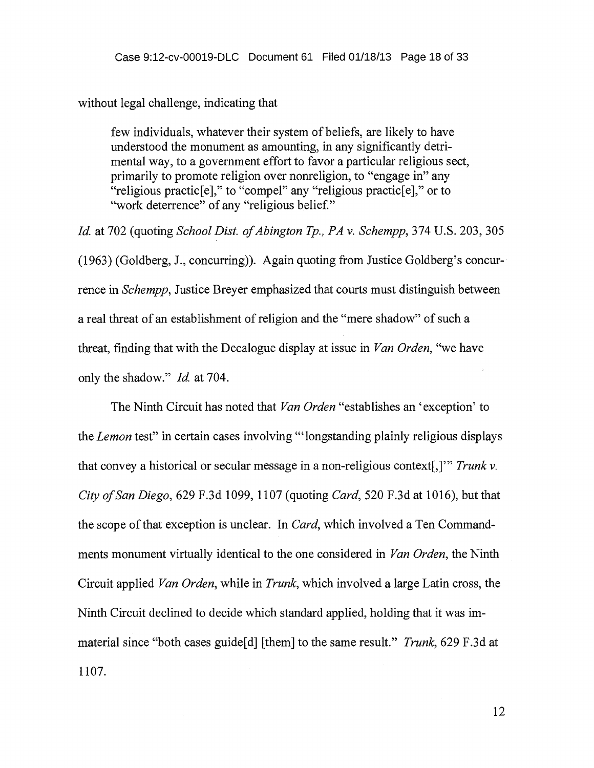without legal challenge, indicating that

> few individuals, whatever their system of beliefs, are likely to have understood the monument as amounting, in any significantly detrimental way, to a government effort to favor a particular religious sect, primarily to promote religion over nonreligion, to "engage in" any "religious practic[e]," to "compel" any "religious practic[e]," or to "work deterrence" of any "religious belief."

*Id.* at 702 (quoting *School Dist. of Abington Tp., PA v. Schempp*, 374 U.S. 203, 305 (1963) (Goldberg, J., concurring)). Again quoting from Justice Goldberg's concurrence in *Schempp*, Justice Breyer emphasized that courts must distinguish between a real threat of an establishment of religion and the "mere shadow" of such a threat, finding that with the Decalogue display at issue in *Van Orden*, "we have only the shadow." *Id.* at 704.

The Ninth Circuit has noted that *Van Orden* "establishes an 'exception' to the *Lemon* test" in certain cases involving "'longstanding plainly religious displays that convey a historical or secular message in a non-religious context[,]'" *Trunk v. City of San Diego*, 629 F.3d 1099, 1107 (quoting *Card*, 520 F.3d at 1016), but that the scope of that exception is unclear. In *Card*, which involved a Ten Commandments monument virtually identical to the one considered in *Van Orden*, the Ninth Circuit applied *Van Orden*, while in *Trunk*, which involved a large Latin cross, the Ninth Circuit declined to decide which standard applied, holding that it was immaterial since "both cases guide[d] [them] to the same result." *Trunk*, 629 F.3d at 1107.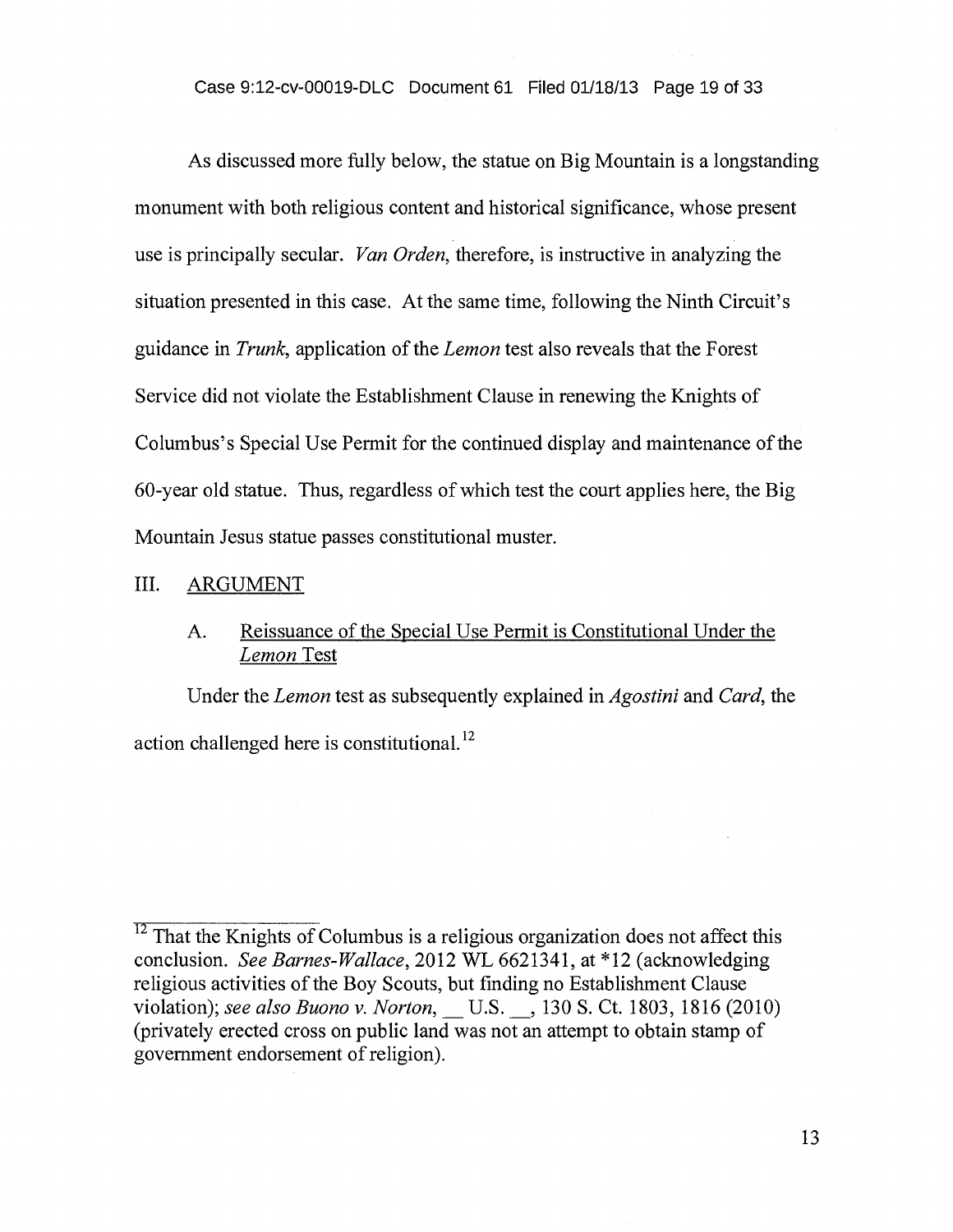As discussed more fully below, the statue on Big Mountain is a longstanding monument with both religious content and historical significance, whose present use is principally secular. *Van Orden*, therefore, is instructive in analyzing the situation presented in this case. At the same time, following the Ninth Circuit's guidance in *Trunk*, application of the *Lemon* test also reveals that the Forest Service did not violate the Establishment Clause in renewing the Knights of Columbus's Special Use Permit for the continued display and maintenance of the 60-year old statue. Thus, regardless of which test the court applies here, the Big Mountain Jesus statue passes constitutional muster.

## III. ARGUMENT

### A. Reissuance of the Special Use Permit is Constitutional Under the *Lemon* Test

Under the *Lemon* test as subsequently explained in *Agostini* and *Card*, the action challenged here is constitutional.[12]

---

[12] That the Knights of Columbus is a religious organization does not affect this conclusion. *See Barnes-Wallace*, 2012 WL 6621341, at *12 (acknowledging religious activities of the Boy Scouts, but finding no Establishment Clause violation); *see also Buono v. Norton*, __ U.S. __, 130 S. Ct. 1803, 1816 (2010) (privately erected cross on public land was not an attempt to obtain stamp of government endorsement of religion).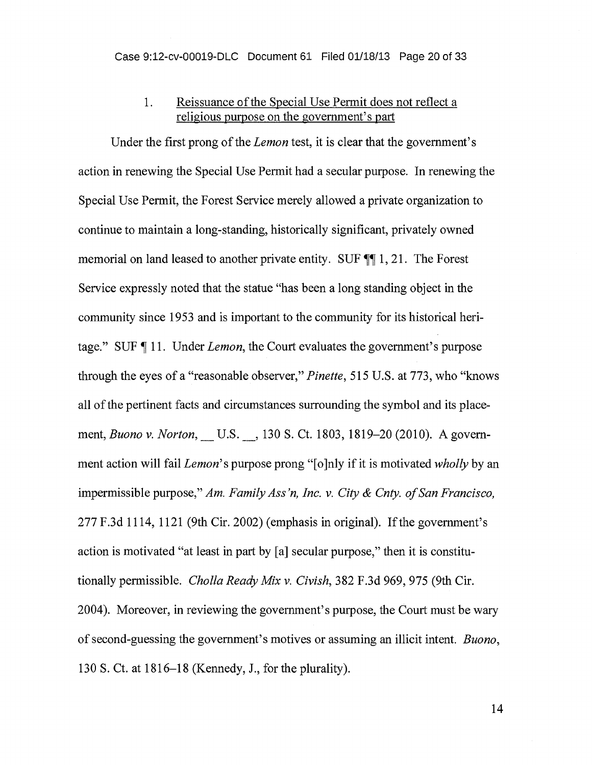### 1. Reissuance of the Special Use Permit does not reflect a religious purpose on the government's part

Under the first prong of the *Lemon* test, it is clear that the government's action in renewing the Special Use Permit had a secular purpose. In renewing the Special Use Permit, the Forest Service merely allowed a private organization to continue to maintain a long-standing, historically significant, privately owned memorial on land leased to another private entity. SUF ¶¶ 1, 21. The Forest Service expressly noted that the statue "has been a long standing object in the community since 1953 and is important to the community for its historical heritage." SUF ¶ 11. Under *Lemon*, the Court evaluates the government's purpose through the eyes of a "reasonable observer," *Pinette*, 515 U.S. at 773, who "knows all of the pertinent facts and circumstances surrounding the symbol and its placement, *Buono v. Norton*, __ U.S. __, 130 S. Ct. 1803, 1819–20 (2010). A government action will fail *Lemon*'s purpose prong "[o]nly if it is motivated *wholly* by an impermissible purpose," *Am. Family Ass'n, Inc. v. City & Cnty. of San Francisco*, 277 F.3d 1114, 1121 (9th Cir. 2002) (emphasis in original). If the government's action is motivated "at least in part by [a] secular purpose," then it is constitutionally permissible. *Cholla Ready Mix v. Civish*, 382 F.3d 969, 975 (9th Cir. 2004). Moreover, in reviewing the government's purpose, the Court must be wary of second-guessing the government's motives or assuming an illicit intent. *Buono*, 130 S. Ct. at 1816–18 (Kennedy, J., for the plurality).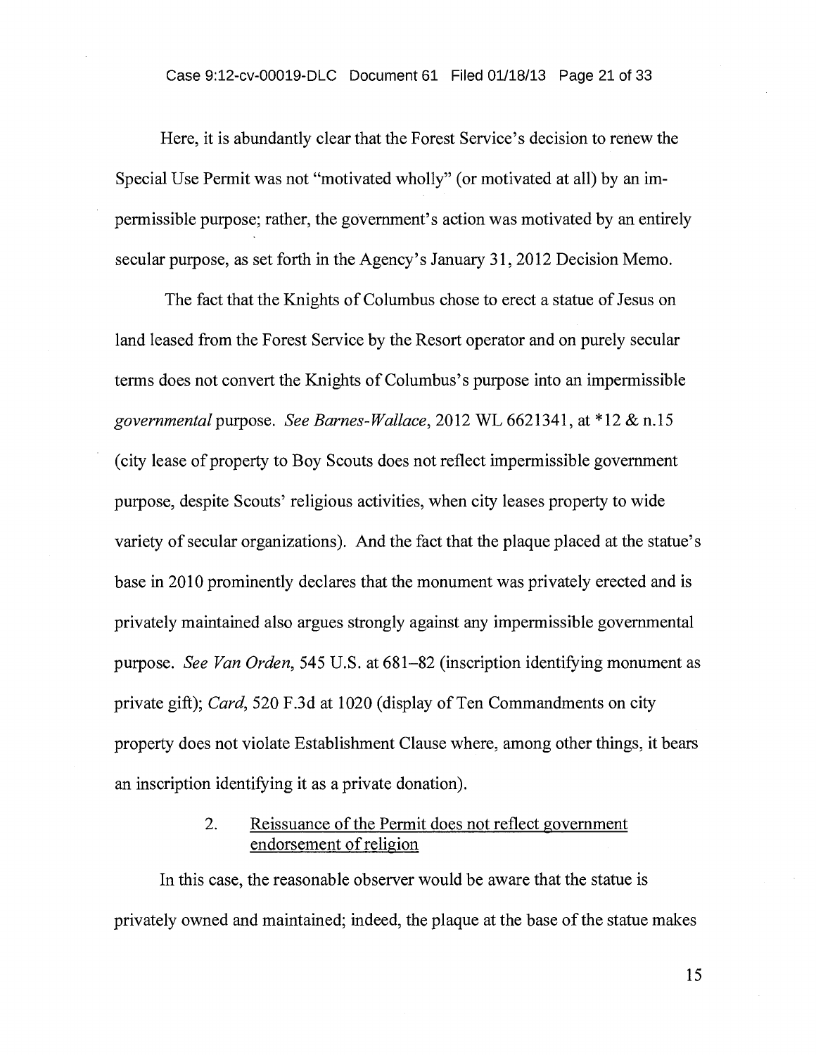Here, it is abundantly clear that the Forest Service's decision to renew the Special Use Permit was not "motivated wholly" (or motivated at all) by an impermissible purpose; rather, the government's action was motivated by an entirely secular purpose, as set forth in the Agency's January 31, 2012 Decision Memo.

The fact that the Knights of Columbus chose to erect a statue of Jesus on land leased from the Forest Service by the Resort operator and on purely secular terms does not convert the Knights of Columbus's purpose into an impermissible *governmental* purpose. *See Barnes-Wallace*, 2012 WL 6621341, at *12 & n.15 (city lease of property to Boy Scouts does not reflect impermissible government purpose, despite Scouts' religious activities, when city leases property to wide variety of secular organizations). And the fact that the plaque placed at the statue's base in 2010 prominently declares that the monument was privately erected and is privately maintained also argues strongly against any impermissible governmental purpose. *See Van Orden*, 545 U.S. at 681–82 (inscription identifying monument as private gift); *Card*, 520 F.3d at 1020 (display of Ten Commandments on city property does not violate Establishment Clause where, among other things, it bears an inscription identifying it as a private donation).

2. <u>Reissuance of the Permit does not reflect government endorsement of religion</u>

In this case, the reasonable observer would be aware that the statue is privately owned and maintained; indeed, the plaque at the base of the statue makes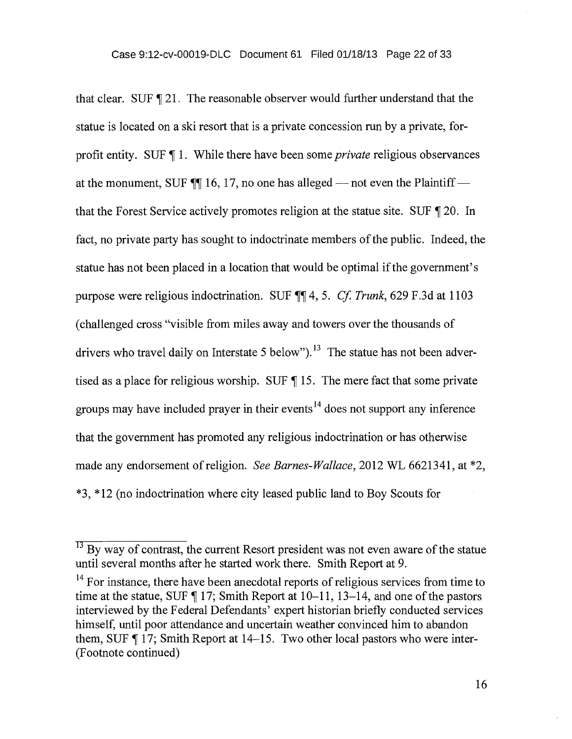that clear. SUF ¶ 21. The reasonable observer would further understand that the statue is located on a ski resort that is a private concession run by a private, for-profit entity. SUF ¶ 1. While there have been some *private* religious observances at the monument, SUF ¶¶ 16, 17, no one has alleged — not even the Plaintiff — that the Forest Service actively promotes religion at the statue site. SUF ¶ 20. In fact, no private party has sought to indoctrinate members of the public. Indeed, the statue has not been placed in a location that would be optimal if the government's purpose were religious indoctrination. SUF ¶¶ 4, 5. *Cf. Trunk*, 629 F.3d at 1103 (challenged cross "visible from miles away and towers over the thousands of drivers who travel daily on Interstate 5 below").[13] The statue has not been advertised as a place for religious worship. SUF ¶ 15. The mere fact that some private groups may have included prayer in their events[14] does not support any inference that the government has promoted any religious indoctrination or has otherwise made any endorsement of religion. *See Barnes-Wallace*, 2012 WL 6621341, at *2, *3, *12 (no indoctrination where city leased public land to Boy Scouts for

---

[13] By way of contrast, the current Resort president was not even aware of the statue until several months after he started work there. Smith Report at 9.

[14] For instance, there have been anecdotal reports of religious services from time to time at the statue, SUF ¶ 17; Smith Report at 10–11, 13–14, and one of the pastors interviewed by the Federal Defendants' expert historian briefly conducted services himself, until poor attendance and uncertain weather convinced him to abandon them, SUF ¶ 17; Smith Report at 14–15. Two other local pastors who were inter-
(Footnote continued)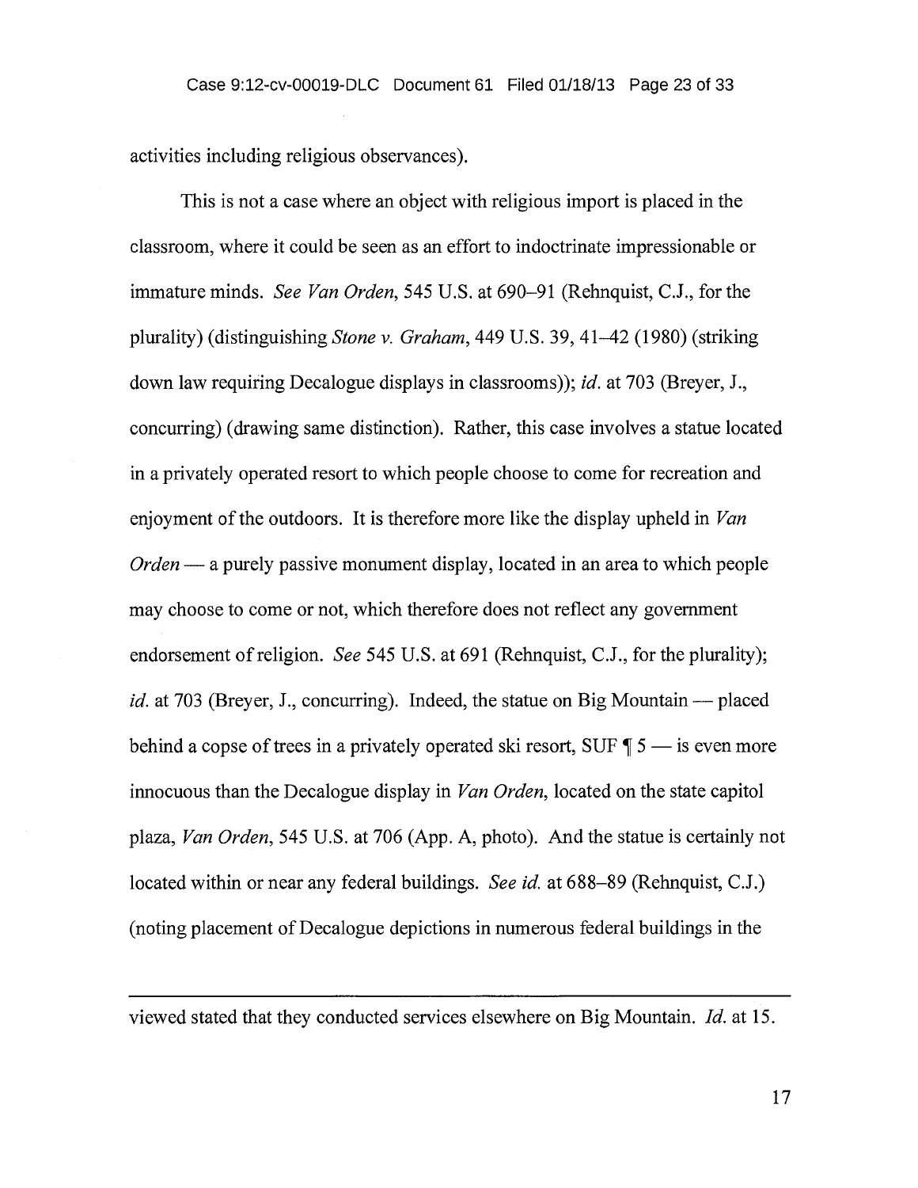activities including religious observances).

This is not a case where an object with religious import is placed in the classroom, where it could be seen as an effort to indoctrinate impressionable or immature minds. *See Van Orden*, 545 U.S. at 690–91 (Rehnquist, C.J., for the plurality) (distinguishing *Stone v. Graham*, 449 U.S. 39, 41–42 (1980) (striking down law requiring Decalogue displays in classrooms)); *id.* at 703 (Breyer, J., concurring) (drawing same distinction). Rather, this case involves a statue located in a privately operated resort to which people choose to come for recreation and enjoyment of the outdoors. It is therefore more like the display upheld in *Van Orden* — a purely passive monument display, located in an area to which people may choose to come or not, which therefore does not reflect any government endorsement of religion. *See* 545 U.S. at 691 (Rehnquist, C.J., for the plurality); *id.* at 703 (Breyer, J., concurring). Indeed, the statue on Big Mountain — placed behind a copse of trees in a privately operated ski resort, SUF ¶ 5 — is even more innocuous than the Decalogue display in *Van Orden*, located on the state capitol plaza, *Van Orden*, 545 U.S. at 706 (App. A, photo). And the statue is certainly not located within or near any federal buildings. *See id.* at 688–89 (Rehnquist, C.J.) (noting placement of Decalogue depictions in numerous federal buildings in the

---

viewed stated that they conducted services elsewhere on Big Mountain. *Id.* at 15.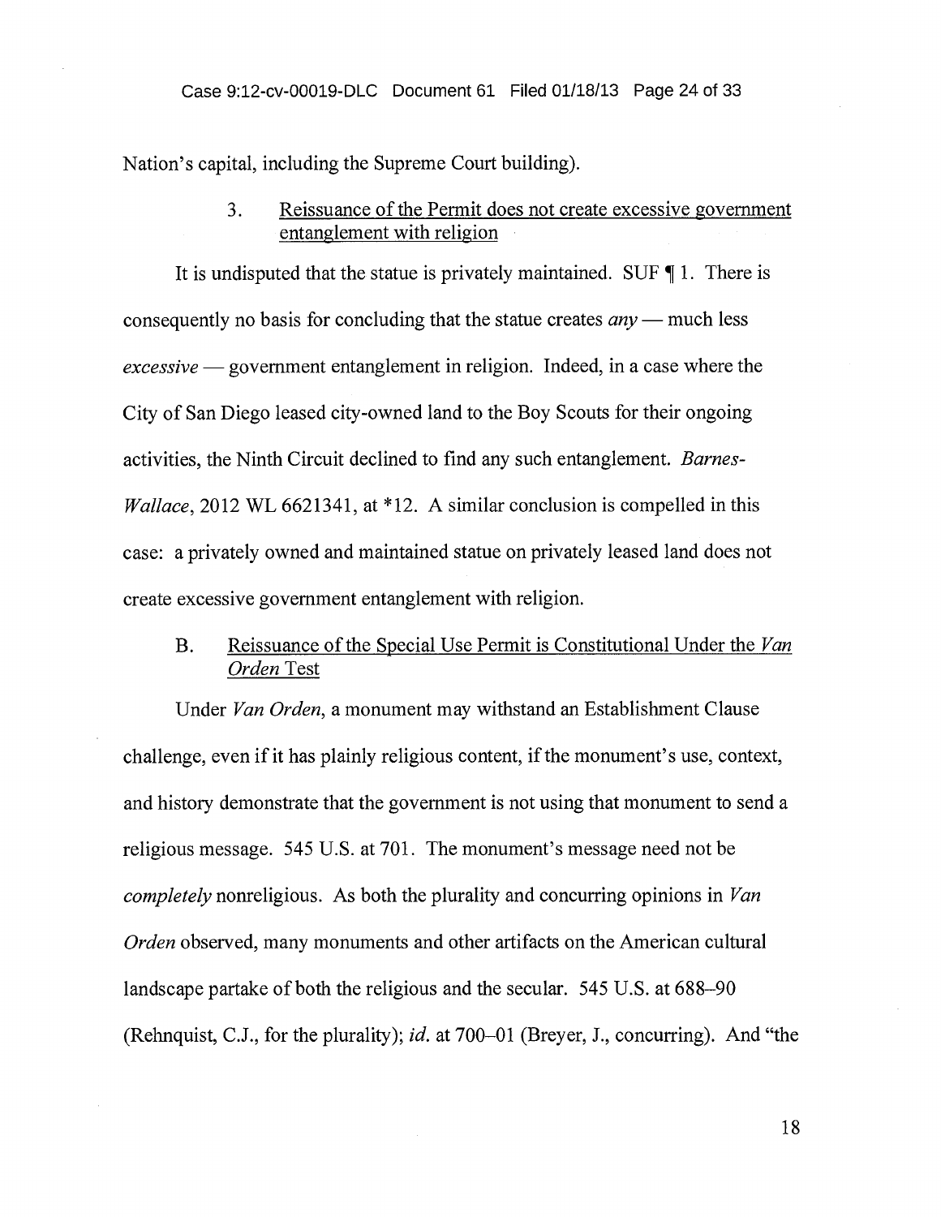Nation's capital, including the Supreme Court building).

3. <u>Reissuance of the Permit does not create excessive government entanglement with religion</u>

It is undisputed that the statue is privately maintained. SUF ¶ 1. There is consequently no basis for concluding that the statue creates *any* — much less *excessive* — government entanglement in religion. Indeed, in a case where the City of San Diego leased city-owned land to the Boy Scouts for their ongoing activities, the Ninth Circuit declined to find any such entanglement. *Barnes-Wallace*, 2012 WL 6621341, at *12. A similar conclusion is compelled in this case: a privately owned and maintained statue on privately leased land does not create excessive government entanglement with religion.

B. <u>Reissuance of the Special Use Permit is Constitutional Under the *Van Orden* Test</u>

Under *Van Orden*, a monument may withstand an Establishment Clause challenge, even if it has plainly religious content, if the monument's use, context, and history demonstrate that the government is not using that monument to send a religious message. 545 U.S. at 701. The monument's message need not be *completely* nonreligious. As both the plurality and concurring opinions in *Van Orden* observed, many monuments and other artifacts on the American cultural landscape partake of both the religious and the secular. 545 U.S. at 688–90 (Rehnquist, C.J., for the plurality); *id.* at 700–01 (Breyer, J., concurring). And "the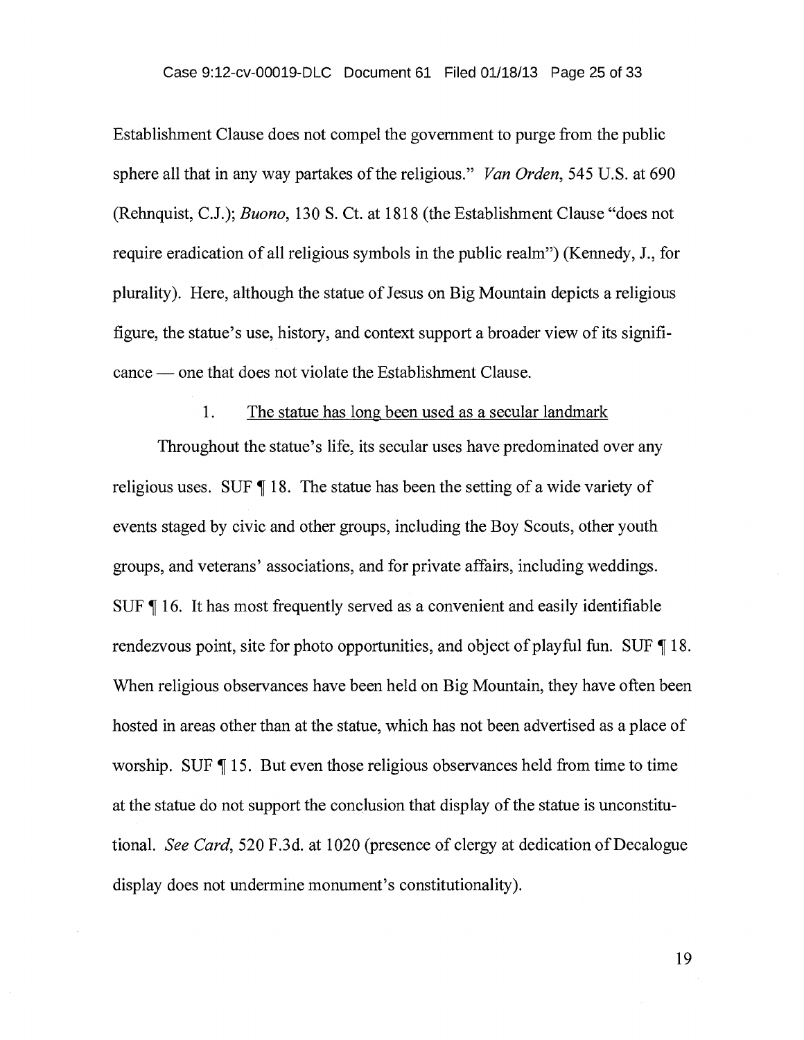Establishment Clause does not compel the government to purge from the public sphere all that in any way partakes of the religious." *Van Orden*, 545 U.S. at 690 (Rehnquist, C.J.); *Buono*, 130 S. Ct. at 1818 (the Establishment Clause "does not require eradication of all religious symbols in the public realm") (Kennedy, J., for plurality). Here, although the statue of Jesus on Big Mountain depicts a religious figure, the statue's use, history, and context support a broader view of its significance — one that does not violate the Establishment Clause.

1. <u>The statue has long been used as a secular landmark</u>

Throughout the statue's life, its secular uses have predominated over any religious uses. SUF ¶ 18. The statue has been the setting of a wide variety of events staged by civic and other groups, including the Boy Scouts, other youth groups, and veterans' associations, and for private affairs, including weddings. SUF ¶ 16. It has most frequently served as a convenient and easily identifiable rendezvous point, site for photo opportunities, and object of playful fun. SUF ¶ 18. When religious observances have been held on Big Mountain, they have often been hosted in areas other than at the statue, which has not been advertised as a place of worship. SUF ¶ 15. But even those religious observances held from time to time at the statue do not support the conclusion that display of the statue is unconstitutional. *See Card*, 520 F.3d. at 1020 (presence of clergy at dedication of Decalogue display does not undermine monument's constitutionality).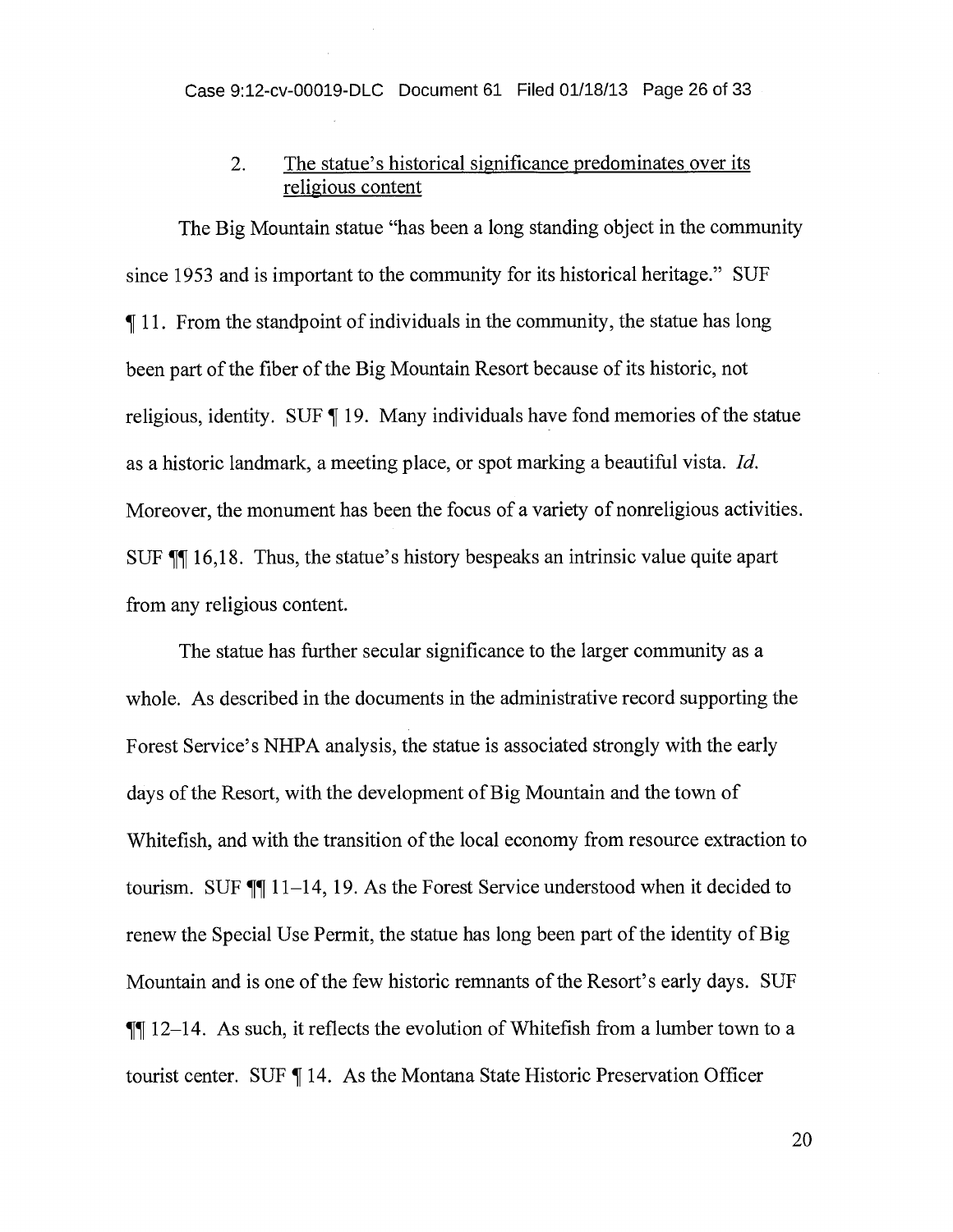### 2. The statue's historical significance predominates over its religious content

The Big Mountain statue "has been a long standing object in the community since 1953 and is important to the community for its historical heritage." SUF ¶ 11. From the standpoint of individuals in the community, the statue has long been part of the fiber of the Big Mountain Resort because of its historic, not religious, identity. SUF ¶ 19. Many individuals have fond memories of the statue as a historic landmark, a meeting place, or spot marking a beautiful vista. *Id.* Moreover, the monument has been the focus of a variety of nonreligious activities. SUF ¶¶ 16,18. Thus, the statue's history bespeaks an intrinsic value quite apart from any religious content.

The statue has further secular significance to the larger community as a whole. As described in the documents in the administrative record supporting the Forest Service's NHPA analysis, the statue is associated strongly with the early days of the Resort, with the development of Big Mountain and the town of Whitefish, and with the transition of the local economy from resource extraction to tourism. SUF ¶¶ 11–14, 19. As the Forest Service understood when it decided to renew the Special Use Permit, the statue has long been part of the identity of Big Mountain and is one of the few historic remnants of the Resort's early days. SUF ¶¶ 12–14. As such, it reflects the evolution of Whitefish from a lumber town to a tourist center. SUF ¶ 14. As the Montana State Historic Preservation Officer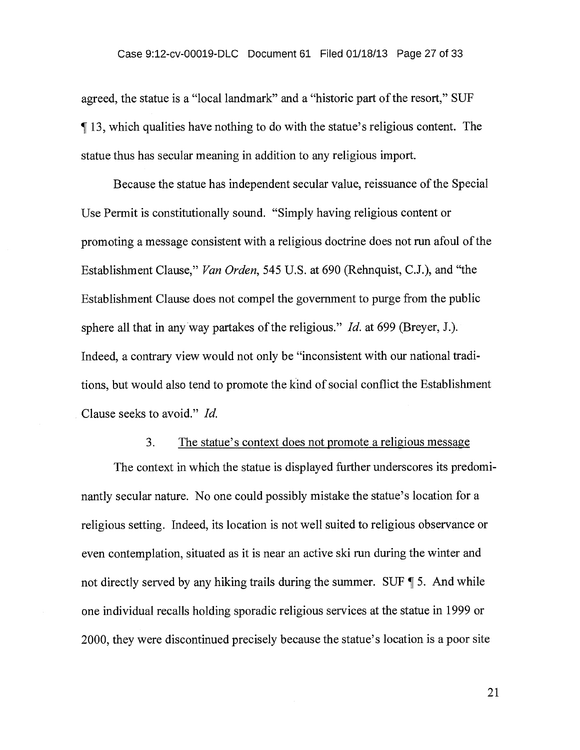agreed, the statue is a "local landmark" and a "historic part of the resort," SUF ¶ 13, which qualities have nothing to do with the statue's religious content. The statue thus has secular meaning in addition to any religious import.

Because the statue has independent secular value, reissuance of the Special Use Permit is constitutionally sound. "Simply having religious content or promoting a message consistent with a religious doctrine does not run afoul of the Establishment Clause," *Van Orden*, 545 U.S. at 690 (Rehnquist, C.J.), and "the Establishment Clause does not compel the government to purge from the public sphere all that in any way partakes of the religious." *Id.* at 699 (Breyer, J.). Indeed, a contrary view would not only be "inconsistent with our national traditions, but would also tend to promote the kind of social conflict the Establishment Clause seeks to avoid." *Id.*

3. <u>The statue's context does not promote a religious message</u>

The context in which the statue is displayed further underscores its predominantly secular nature. No one could possibly mistake the statue's location for a religious setting. Indeed, its location is not well suited to religious observance or even contemplation, situated as it is near an active ski run during the winter and not directly served by any hiking trails during the summer. SUF ¶ 5. And while one individual recalls holding sporadic religious services at the statue in 1999 or 2000, they were discontinued precisely because the statue's location is a poor site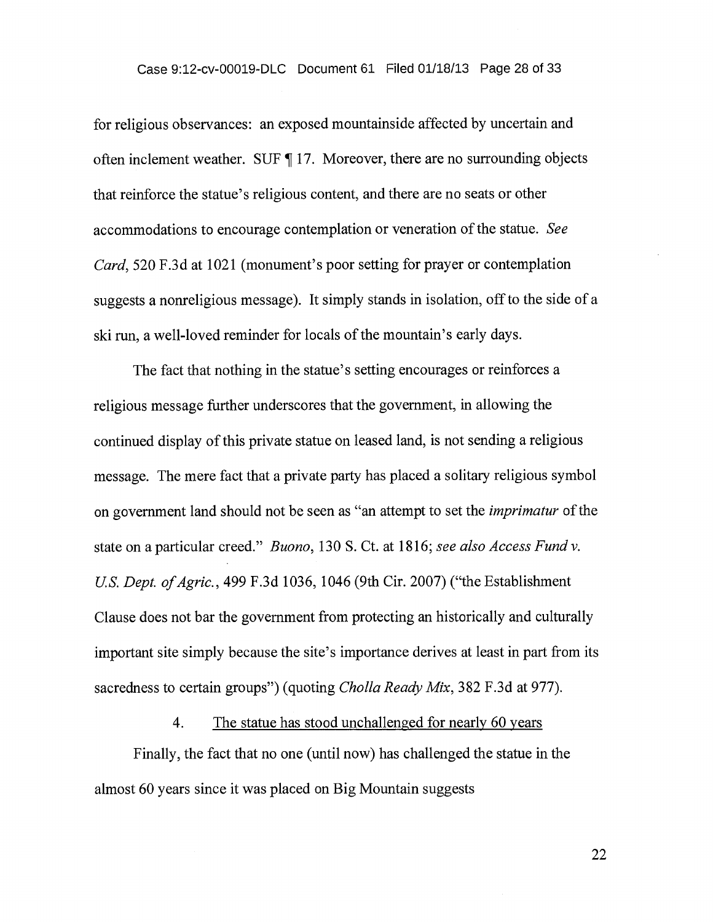for religious observances: an exposed mountainside affected by uncertain and often inclement weather. SUF ¶ 17. Moreover, there are no surrounding objects that reinforce the statue's religious content, and there are no seats or other accommodations to encourage contemplation or veneration of the statue. *See Card*, 520 F.3d at 1021 (monument's poor setting for prayer or contemplation suggests a nonreligious message). It simply stands in isolation, off to the side of a ski run, a well-loved reminder for locals of the mountain's early days.

The fact that nothing in the statue's setting encourages or reinforces a religious message further underscores that the government, in allowing the continued display of this private statue on leased land, is not sending a religious message. The mere fact that a private party has placed a solitary religious symbol on government land should not be seen as "an attempt to set the *imprimatur* of the state on a particular creed." *Buono*, 130 S. Ct. at 1816; *see also Access Fund v. U.S. Dept. of Agric.*, 499 F.3d 1036, 1046 (9th Cir. 2007) ("the Establishment Clause does not bar the government from protecting an historically and culturally important site simply because the site's importance derives at least in part from its sacredness to certain groups") (quoting *Cholla Ready Mix*, 382 F.3d at 977).

4. <u>The statue has stood unchallenged for nearly 60 years</u>

Finally, the fact that no one (until now) has challenged the statue in the almost 60 years since it was placed on Big Mountain suggests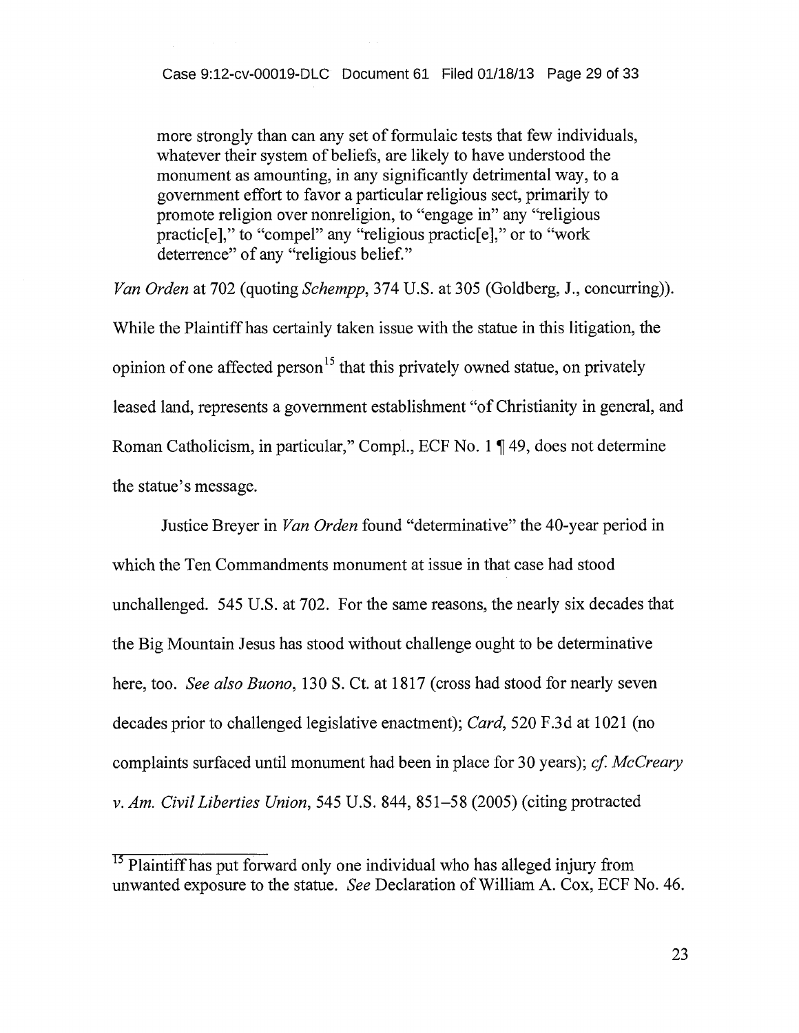> more strongly than can any set of formulaic tests that few individuals, whatever their system of beliefs, are likely to have understood the monument as amounting, in any significantly detrimental way, to a government effort to favor a particular religious sect, primarily to promote religion over nonreligion, to "engage in" any "religious practic[e]," to "compel" any "religious practic[e]," or to "work deterrence" of any "religious belief."

*Van Orden* at 702 (quoting *Schempp*, 374 U.S. at 305 (Goldberg, J., concurring)). While the Plaintiff has certainly taken issue with the statue in this litigation, the opinion of one affected person[15] that this privately owned statue, on privately leased land, represents a government establishment "of Christianity in general, and Roman Catholicism, in particular," Compl., ECF No. 1 ¶ 49, does not determine the statue's message.

Justice Breyer in *Van Orden* found "determinative" the 40-year period in which the Ten Commandments monument at issue in that case had stood unchallenged. 545 U.S. at 702. For the same reasons, the nearly six decades that the Big Mountain Jesus has stood without challenge ought to be determinative here, too. *See also Buono*, 130 S. Ct. at 1817 (cross had stood for nearly seven decades prior to challenged legislative enactment); *Card*, 520 F.3d at 1021 (no complaints surfaced until monument had been in place for 30 years); *cf. McCreary v. Am. Civil Liberties Union*, 545 U.S. 844, 851–58 (2005) (citing protracted

[15] Plaintiff has put forward only one individual who has alleged injury from unwanted exposure to the statue. *See* Declaration of William A. Cox, ECF No. 46.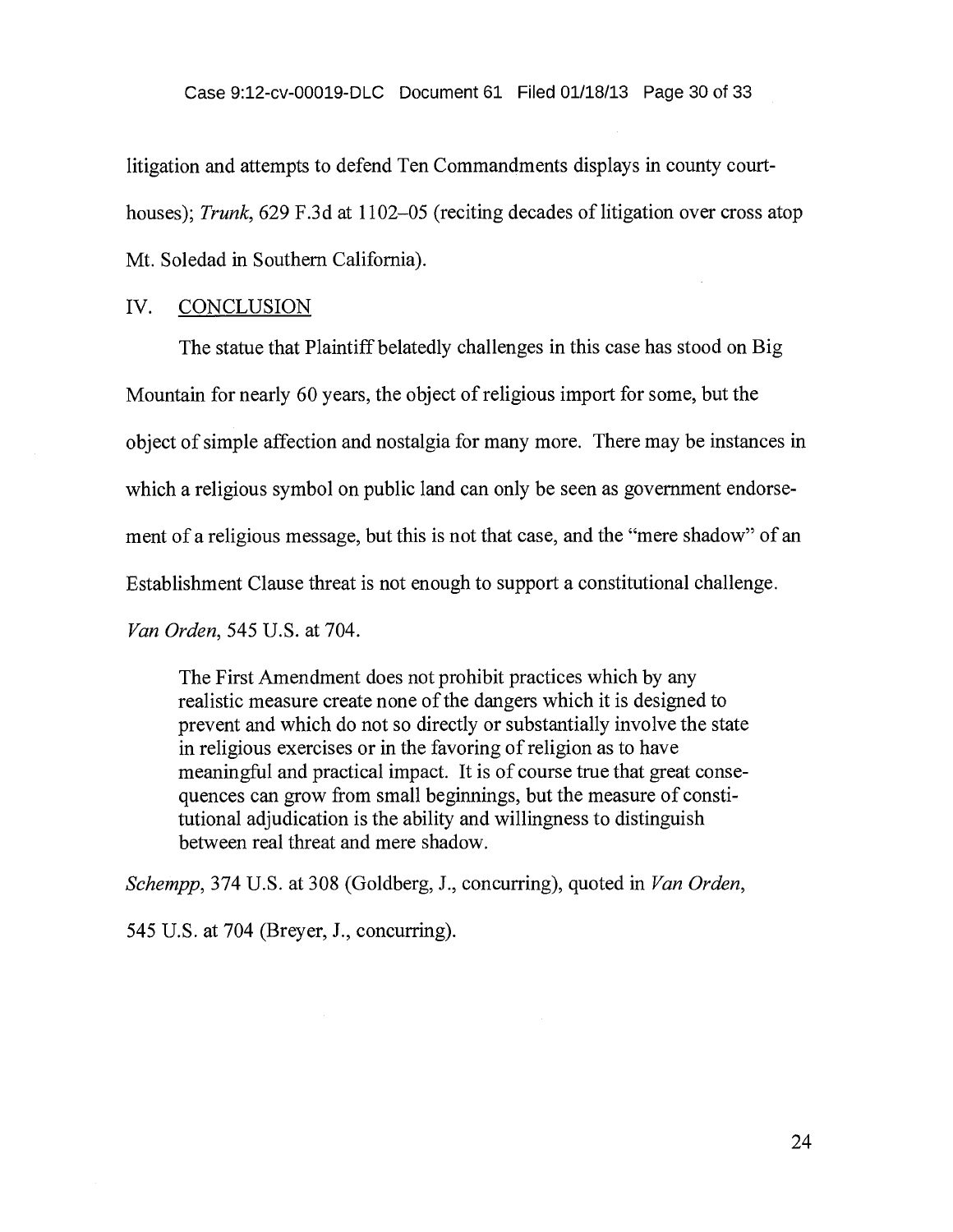litigation and attempts to defend Ten Commandments displays in county court-houses); *Trunk*, 629 F.3d at 1102–05 (reciting decades of litigation over cross atop Mt. Soledad in Southern California).

## IV. CONCLUSION

The statue that Plaintiff belatedly challenges in this case has stood on Big Mountain for nearly 60 years, the object of religious import for some, but the object of simple affection and nostalgia for many more. There may be instances in which a religious symbol on public land can only be seen as government endorsement of a religious message, but this is not that case, and the "mere shadow" of an Establishment Clause threat is not enough to support a constitutional challenge. *Van Orden*, 545 U.S. at 704.

> The First Amendment does not prohibit practices which by any realistic measure create none of the dangers which it is designed to prevent and which do not so directly or substantially involve the state in religious exercises or in the favoring of religion as to have meaningful and practical impact. It is of course true that great consequences can grow from small beginnings, but the measure of constitutional adjudication is the ability and willingness to distinguish between real threat and mere shadow.

*Schempp*, 374 U.S. at 308 (Goldberg, J., concurring), quoted in *Van Orden*, 545 U.S. at 704 (Breyer, J., concurring).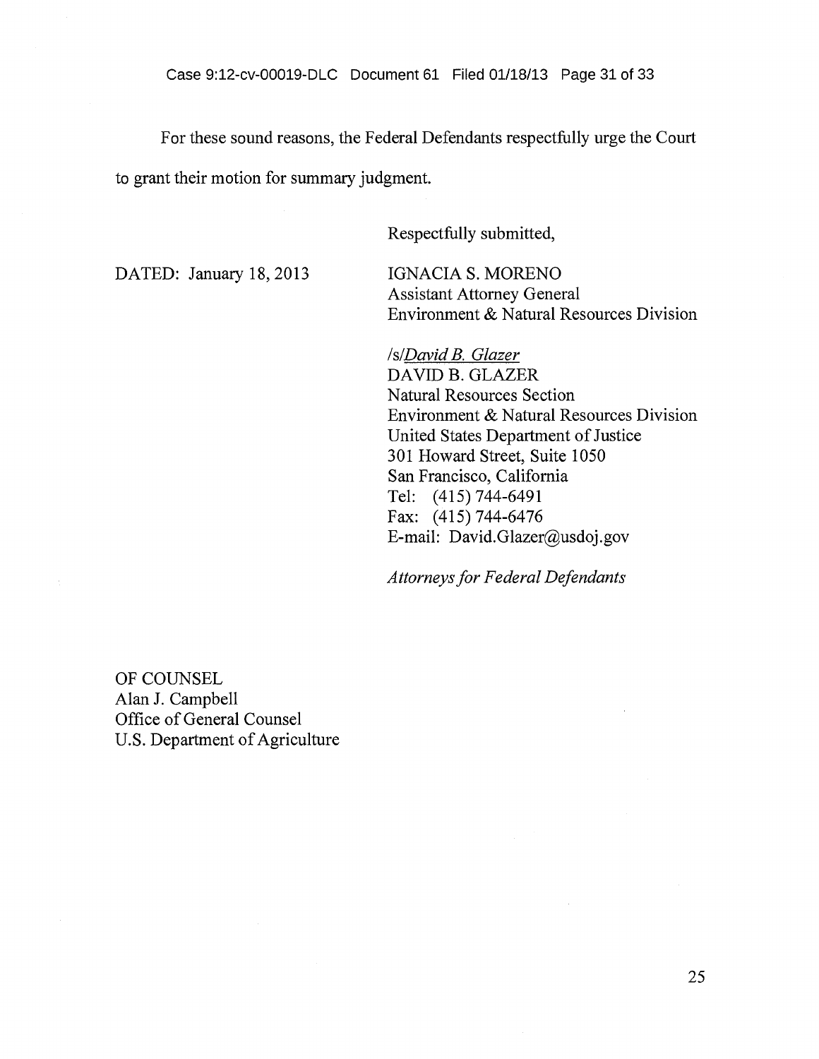For these sound reasons, the Federal Defendants respectfully urge the Court to grant their motion for summary judgment.

Respectfully submitted,

DATED: January 18, 2013

IGNACIA S. MORENO
Assistant Attorney General
Environment & Natural Resources Division

/s/*David B. Glazer*
DAVID B. GLAZER
Natural Resources Section
Environment & Natural Resources Division
United States Department of Justice
301 Howard Street, Suite 1050
San Francisco, California
Tel: (415) 744-6491
Fax: (415) 744-6476
E-mail: David.Glazer@usdoj.gov

*Attorneys for Federal Defendants*

OF COUNSEL
Alan J. Campbell
Office of General Counsel
U.S. Department of Agriculture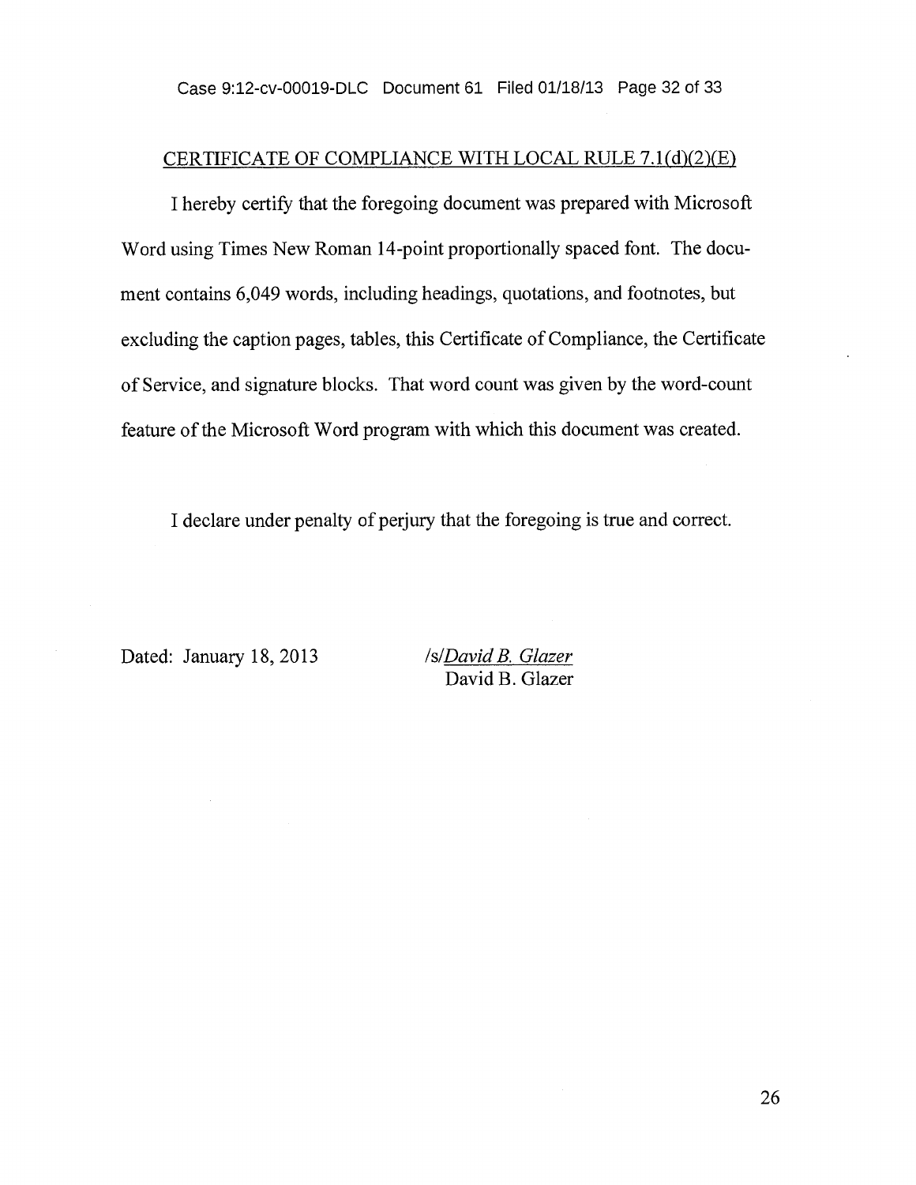## CERTIFICATE OF COMPLIANCE WITH LOCAL RULE 7.1(d)(2)(E)

I hereby certify that the foregoing document was prepared with Microsoft Word using Times New Roman 14-point proportionally spaced font. The document contains 6,049 words, including headings, quotations, and footnotes, but excluding the caption pages, tables, this Certificate of Compliance, the Certificate of Service, and signature blocks. That word count was given by the word-count feature of the Microsoft Word program with which this document was created.

I declare under penalty of perjury that the foregoing is true and correct.

Dated: January 18, 2013

/s/*David B. Glazer*
David B. Glazer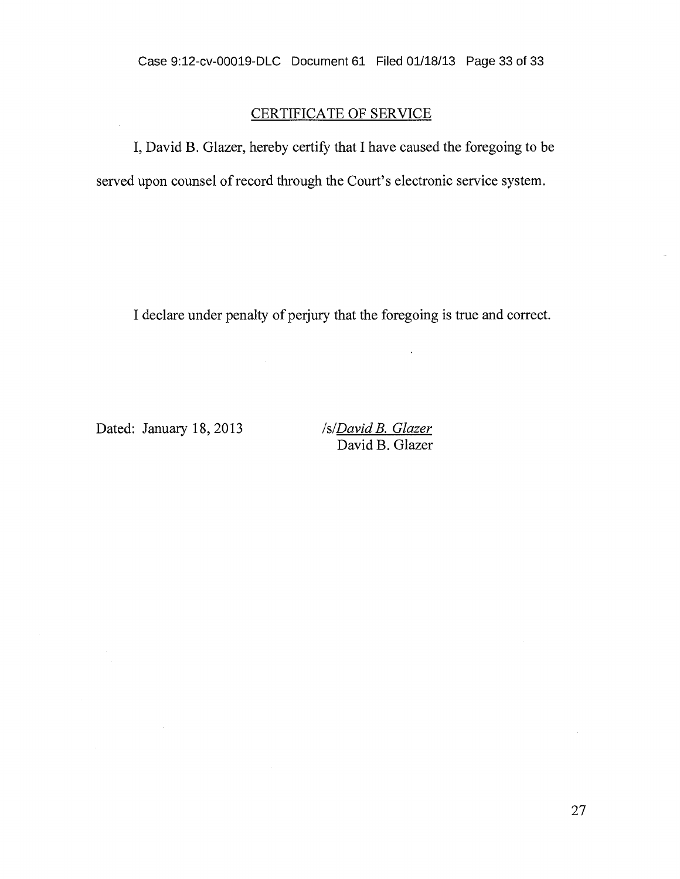## CERTIFICATE OF SERVICE

I, David B. Glazer, hereby certify that I have caused the foregoing to be served upon counsel of record through the Court's electronic service system.

I declare under penalty of perjury that the foregoing is true and correct.

Dated: January 18, 2013

/s/*David B. Glazer*
David B. Glazer